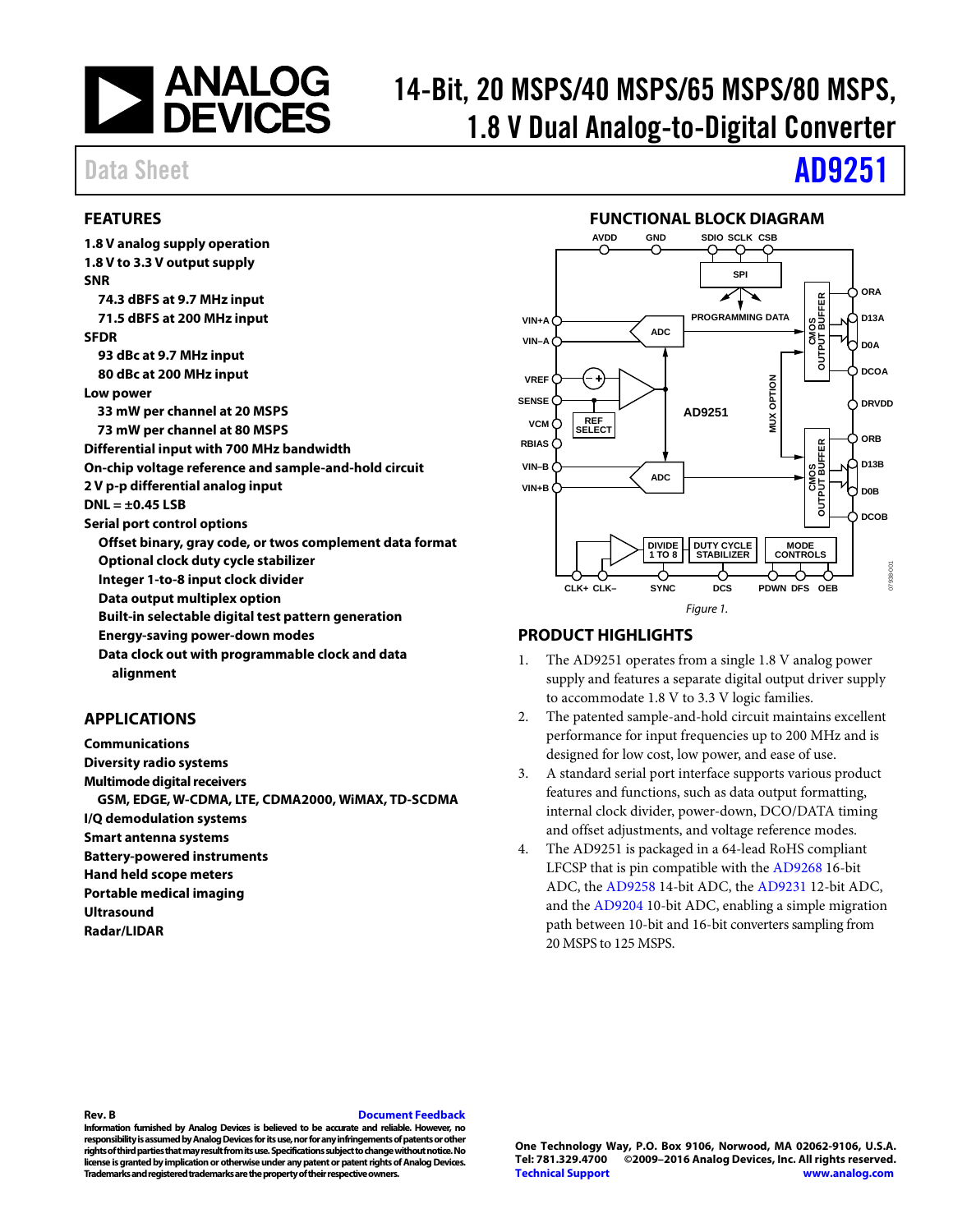# 14-Bit, 20 MSPS/40 MSPS/65 MSPS/80 MSPS, 1.8 V Dual Analog-to-Digital Converter

Data Sheet **AD9251**

## FEATURES

- **1.8 V analog supply operation**
- **1.8 V to 3.3 V output supply**
- **SNR**
  - **74.3 dBFS at 9.7 MHz input**
  - **71.5 dBFS at 200 MHz input**
- **SFDR**
  - **93 dBc at 9.7 MHz input**
  - **80 dBc at 200 MHz input**
- **Low power**
  - **33 mW per channel at 20 MSPS**
  - **73 mW per channel at 80 MSPS**
- **Differential input with 700 MHz bandwidth**
- **On-chip voltage reference and sample-and-hold circuit**
- **2 V p-p differential analog input**
- **DNL = ±0.45 LSB**
- **Serial port control options**
  - **Offset binary, gray code, or twos complement data format**
  - **Optional clock duty cycle stabilizer**
  - **Integer 1-to-8 input clock divider**
  - **Data output multiplex option**
  - **Built-in selectable digital test pattern generation**
  - **Energy-saving power-down modes**
  - **Data clock out with programmable clock and data alignment**

## APPLICATIONS

- **Communications**
- **Diversity radio systems**
- **Multimode digital receivers**
  - **GSM, EDGE, W-CDMA, LTE, CDMA2000, WiMAX, TD-SCDMA**
- **I/Q demodulation systems**
- **Smart antenna systems**
- **Battery-powered instruments**
- **Hand held scope meters**
- **Portable medical imaging**
- **Ultrasound**
- **Radar/LIDAR**

## FUNCTIONAL BLOCK DIAGRAM

*Figure 1.*

## PRODUCT HIGHLIGHTS

1. The AD9251 operates from a single 1.8 V analog power supply and features a separate digital output driver supply to accommodate 1.8 V to 3.3 V logic families.
2. The patented sample-and-hold circuit maintains excellent performance for input frequencies up to 200 MHz and is designed for low cost, low power, and ease of use.
3. A standard serial port interface supports various product features and functions, such as data output formatting, internal clock divider, power-down, DCO/DATA timing and offset adjustments, and voltage reference modes.
4. The AD9251 is packaged in a 64-lead RoHS compliant LFCSP that is pin compatible with the AD9268 16-bit ADC, the AD9258 14-bit ADC, the AD9231 12-bit ADC, and the AD9204 10-bit ADC, enabling a simple migration path between 10-bit and 16-bit converters sampling from 20 MSPS to 125 MSPS.

**Rev. B** **Document Feedback**

**Information furnished by Analog Devices is believed to be accurate and reliable. However, no responsibility is assumed by Analog Devices for its use, nor for any infringements of patents or other rights of third parties that may result from its use. Specifications subject to change without notice. No license is granted by implication or otherwise under any patent or patent rights of Analog Devices. Trademarks and registered trademarks are the property of their respective owners.**

**One Technology Way, P.O. Box 9106, Norwood, MA 02062-9106, U.S.A.**
**Tel: 781.329.4700 ©2009–2016 Analog Devices, Inc. All rights reserved.**
**Technical Support** **www.analog.com**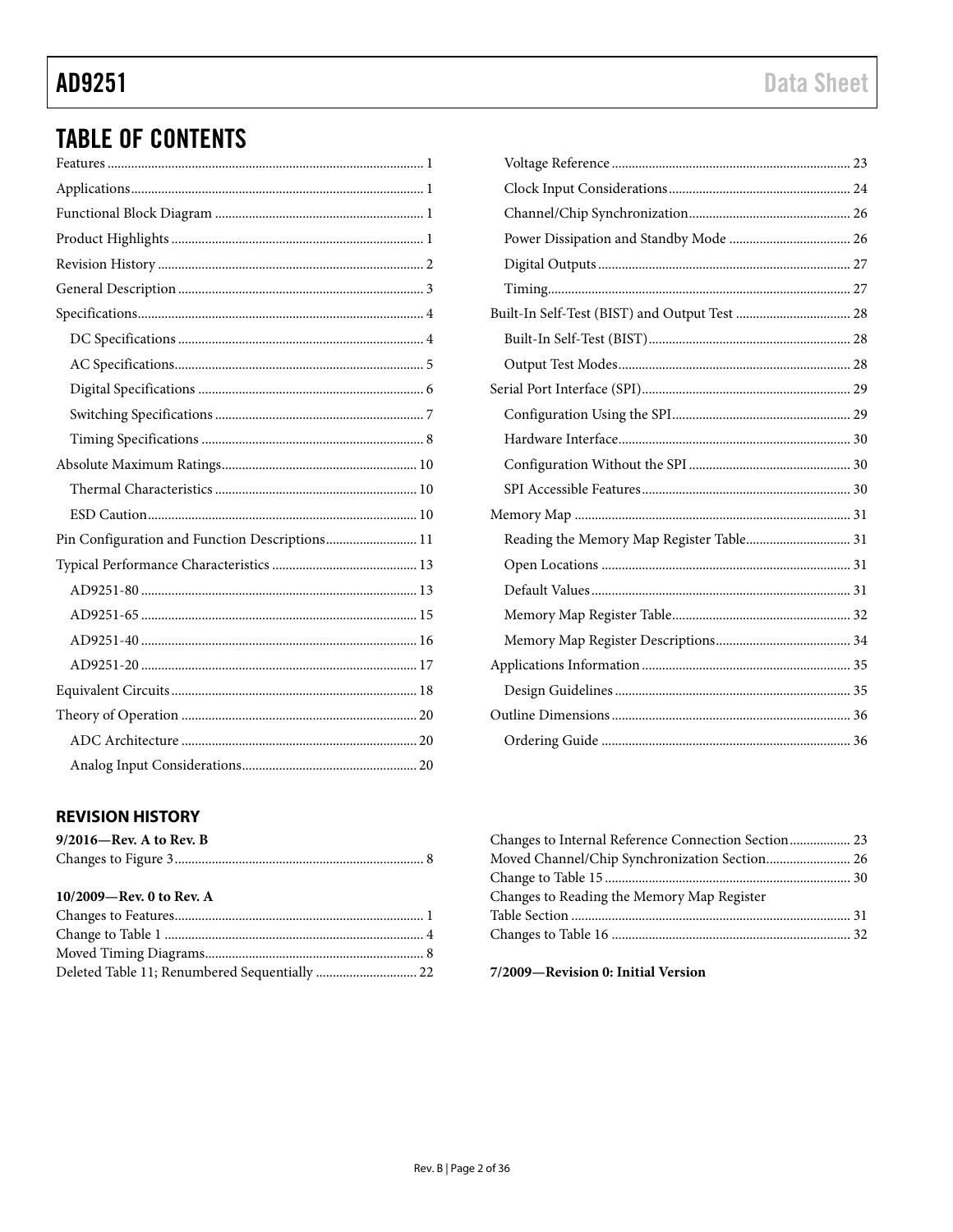## TABLE OF CONTENTS

Features ............ 1
Applications ............ 1
Functional Block Diagram ............ 1
Product Highlights ............ 1
Revision History ............ 2
General Description ............ 3
Specifications ............ 4
- DC Specifications ............ 4
- AC Specifications ............ 5
- Digital Specifications ............ 6
- Switching Specifications ............ 7
- Timing Specifications ............ 8

Absolute Maximum Ratings ............ 10
- Thermal Characteristics ............ 10
- ESD Caution ............ 10

Pin Configuration and Function Descriptions ............ 11
Typical Performance Characteristics ............ 13
- AD9251-80 ............ 13
- AD9251-65 ............ 15
- AD9251-40 ............ 16
- AD9251-20 ............ 17

Equivalent Circuits ............ 18
Theory of Operation ............ 20
- ADC Architecture ............ 20
- Analog Input Considerations ............ 20
- Voltage Reference ............ 23
- Clock Input Considerations ............ 24
- Channel/Chip Synchronization ............ 26
- Power Dissipation and Standby Mode ............ 26
- Digital Outputs ............ 27
- Timing ............ 27

Built-In Self-Test (BIST) and Output Test ............ 28
- Built-In Self-Test (BIST) ............ 28
- Output Test Modes ............ 28

Serial Port Interface (SPI) ............ 29
- Configuration Using the SPI ............ 29
- Hardware Interface ............ 30
- Configuration Without the SPI ............ 30
- SPI Accessible Features ............ 30

Memory Map ............ 31
- Reading the Memory Map Register Table ............ 31
- Open Locations ............ 31
- Default Values ............ 31
- Memory Map Register Table ............ 32
- Memory Map Register Descriptions ............ 34

Applications Information ............ 35
- Design Guidelines ............ 35

Outline Dimensions ............ 36
- Ordering Guide ............ 36

### REVISION HISTORY

**9/2016—Rev. A to Rev. B**

Changes to Figure 3 ............ 8

**10/2009—Rev. 0 to Rev. A**

Changes to Features ............ 1
Change to Table 1 ............ 4
Moved Timing Diagrams ............ 8
Deleted Table 11; Renumbered Sequentially ............ 22
Changes to Internal Reference Connection Section ............ 23
Moved Channel/Chip Synchronization Section ............ 26
Change to Table 15 ............ 30
Changes to Reading the Memory Map Register Table Section ............ 31
Changes to Table 16 ............ 32

**7/2009—Revision 0: Initial Version**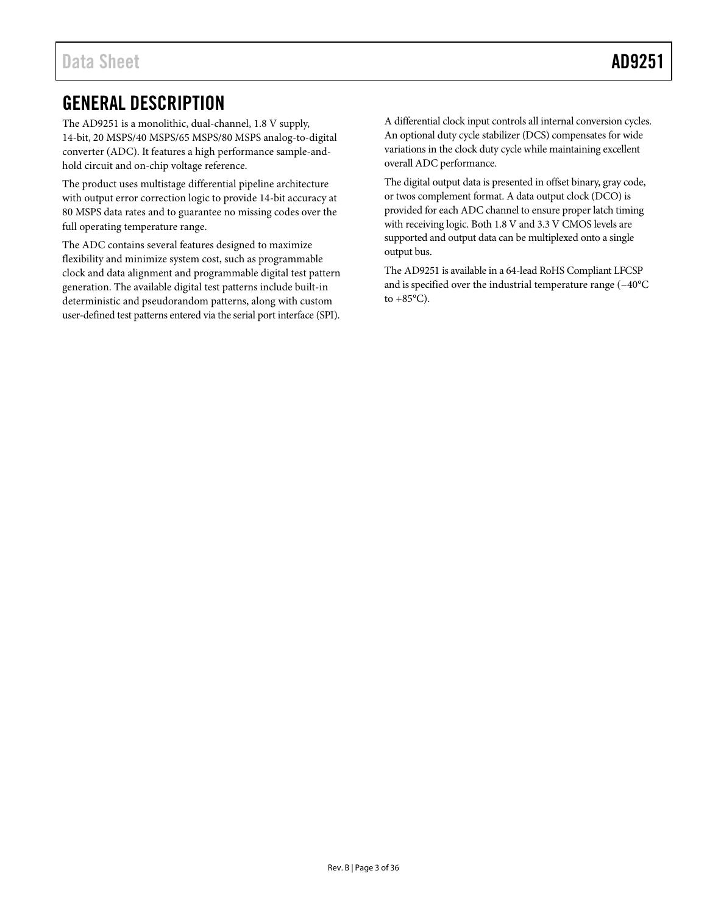## GENERAL DESCRIPTION

The AD9251 is a monolithic, dual-channel, 1.8 V supply, 14-bit, 20 MSPS/40 MSPS/65 MSPS/80 MSPS analog-to-digital converter (ADC). It features a high performance sample-and-hold circuit and on-chip voltage reference.

The product uses multistage differential pipeline architecture with output error correction logic to provide 14-bit accuracy at 80 MSPS data rates and to guarantee no missing codes over the full operating temperature range.

The ADC contains several features designed to maximize flexibility and minimize system cost, such as programmable clock and data alignment and programmable digital test pattern generation. The available digital test patterns include built-in deterministic and pseudorandom patterns, along with custom user-defined test patterns entered via the serial port interface (SPI).

A differential clock input controls all internal conversion cycles. An optional duty cycle stabilizer (DCS) compensates for wide variations in the clock duty cycle while maintaining excellent overall ADC performance.

The digital output data is presented in offset binary, gray code, or twos complement format. A data output clock (DCO) is provided for each ADC channel to ensure proper latch timing with receiving logic. Both 1.8 V and 3.3 V CMOS levels are supported and output data can be multiplexed onto a single output bus.

The AD9251 is available in a 64-lead RoHS Compliant LFCSP and is specified over the industrial temperature range (−40°C to +85°C).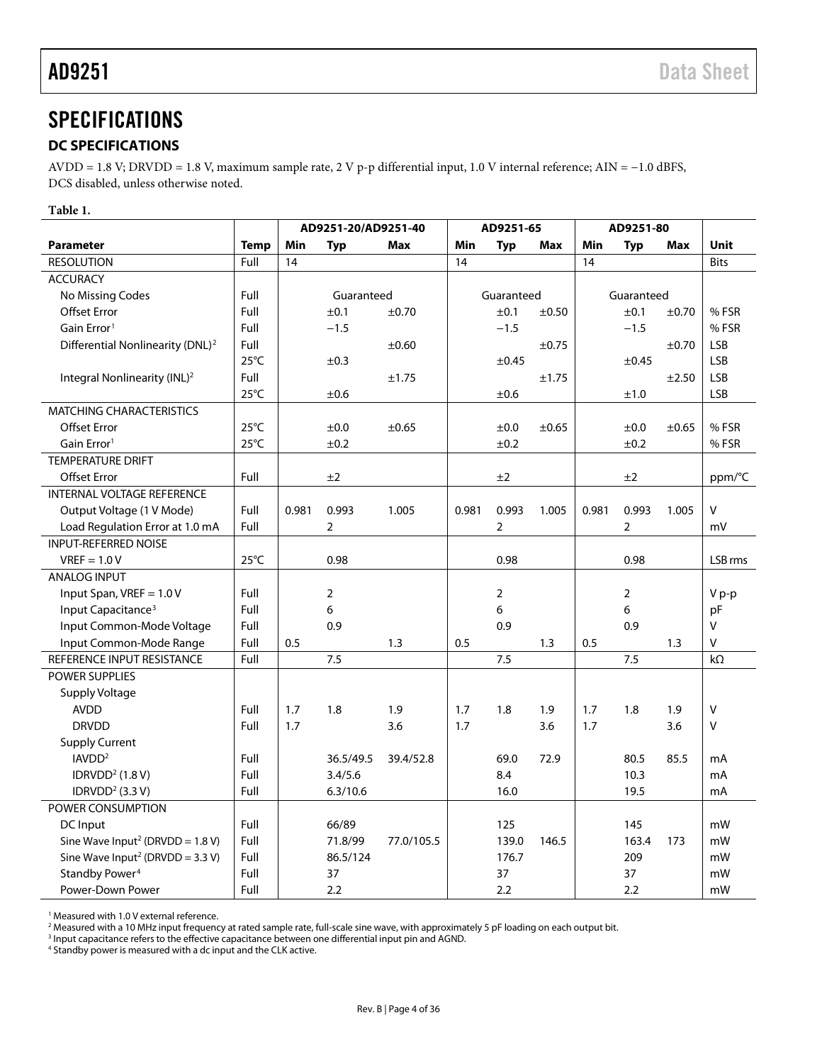## SPECIFICATIONS

### DC SPECIFICATIONS

AVDD = 1.8 V; DRVDD = 1.8 V, maximum sample rate, 2 V p-p differential input, 1.0 V internal reference; AIN = −1.0 dBFS, DCS disabled, unless otherwise noted.

**Table 1.**

| | | AD9251-20/AD9251-40 | | | AD9251-65 | | | AD9251-80 | | | |
|---|---|---|---|---|---|---|---|---|---|---|---|
| **Parameter** | **Temp** | **Min** | **Typ** | **Max** | **Min** | **Typ** | **Max** | **Min** | **Typ** | **Max** | **Unit** |
| RESOLUTION | Full | 14 | | | 14 | | | 14 | | | Bits |
| ACCURACY | | | | | | | | | | | |
| No Missing Codes | Full | | Guaranteed | | | Guaranteed | | | Guaranteed | | |
| Offset Error | Full | | ±0.1 | ±0.70 | | ±0.1 | ±0.50 | | ±0.1 | ±0.70 | % FSR |
| Gain Error[1] | Full | | −1.5 | | | −1.5 | | | −1.5 | | % FSR |
| Differential Nonlinearity (DNL)[2] | Full | | | ±0.60 | | | ±0.75 | | | ±0.70 | LSB |
| | 25°C | | ±0.3 | | | ±0.45 | | | ±0.45 | | LSB |
| Integral Nonlinearity (INL)[2] | Full | | | ±1.75 | | | ±1.75 | | | ±2.50 | LSB |
| | 25°C | | ±0.6 | | | ±0.6 | | | ±1.0 | | LSB |
| MATCHING CHARACTERISTICS | | | | | | | | | | | |
| Offset Error | 25°C | | ±0.0 | ±0.65 | | ±0.0 | ±0.65 | | ±0.0 | ±0.65 | % FSR |
| Gain Error[1] | 25°C | | ±0.2 | | | ±0.2 | | | ±0.2 | | % FSR |
| TEMPERATURE DRIFT | | | | | | | | | | | |
| Offset Error | Full | | ±2 | | | ±2 | | | ±2 | | ppm/°C |
| INTERNAL VOLTAGE REFERENCE | | | | | | | | | | | |
| Output Voltage (1 V Mode) | Full | 0.981 | 0.993 | 1.005 | 0.981 | 0.993 | 1.005 | 0.981 | 0.993 | 1.005 | V |
| Load Regulation Error at 1.0 mA | Full | | 2 | | | 2 | | | 2 | | mV |
| INPUT-REFERRED NOISE | | | | | | | | | | | |
| VREF = 1.0 V | 25°C | | 0.98 | | | 0.98 | | | 0.98 | | LSB rms |
| ANALOG INPUT | | | | | | | | | | | |
| Input Span, VREF = 1.0 V | Full | | 2 | | | 2 | | | 2 | | V p-p |
| Input Capacitance[3] | Full | | 6 | | | 6 | | | 6 | | pF |
| Input Common-Mode Voltage | Full | | 0.9 | | | 0.9 | | | 0.9 | | V |
| Input Common-Mode Range | Full | 0.5 | | 1.3 | 0.5 | | 1.3 | 0.5 | | 1.3 | V |
| REFERENCE INPUT RESISTANCE | Full | | 7.5 | | | 7.5 | | | 7.5 | | kΩ |
| POWER SUPPLIES | | | | | | | | | | | |
| Supply Voltage | | | | | | | | | | | |
| AVDD | Full | 1.7 | 1.8 | 1.9 | 1.7 | 1.8 | 1.9 | 1.7 | 1.8 | 1.9 | V |
| DRVDD | Full | 1.7 | | 3.6 | 1.7 | | 3.6 | 1.7 | | 3.6 | V |
| Supply Current | | | | | | | | | | | |
| IAVDD[2] | Full | | 36.5/49.5 | 39.4/52.8 | | 69.0 | 72.9 | | 80.5 | 85.5 | mA |
| IDRVDD[2] (1.8 V) | Full | | 3.4/5.6 | | | 8.4 | | | 10.3 | | mA |
| IDRVDD[2] (3.3 V) | Full | | 6.3/10.6 | | | 16.0 | | | 19.5 | | mA |
| POWER CONSUMPTION | | | | | | | | | | | |
| DC Input | Full | | 66/89 | | | 125 | | | 145 | | mW |
| Sine Wave Input[2] (DRVDD = 1.8 V) | Full | | 71.8/99 | 77.0/105.5 | | 139.0 | 146.5 | | 163.4 | 173 | mW |
| Sine Wave Input[2] (DRVDD = 3.3 V) | Full | | 86.5/124 | | | 176.7 | | | 209 | | mW |
| Standby Power[4] | Full | | 37 | | | 37 | | | 37 | | mW |
| Power-Down Power | Full | | 2.2 | | | 2.2 | | | 2.2 | | mW |

[1] Measured with 1.0 V external reference.
[2] Measured with a 10 MHz input frequency at rated sample rate, full-scale sine wave, with approximately 5 pF loading on each output bit.
[3] Input capacitance refers to the effective capacitance between one differential input pin and AGND.
[4] Standby power is measured with a dc input and the CLK active.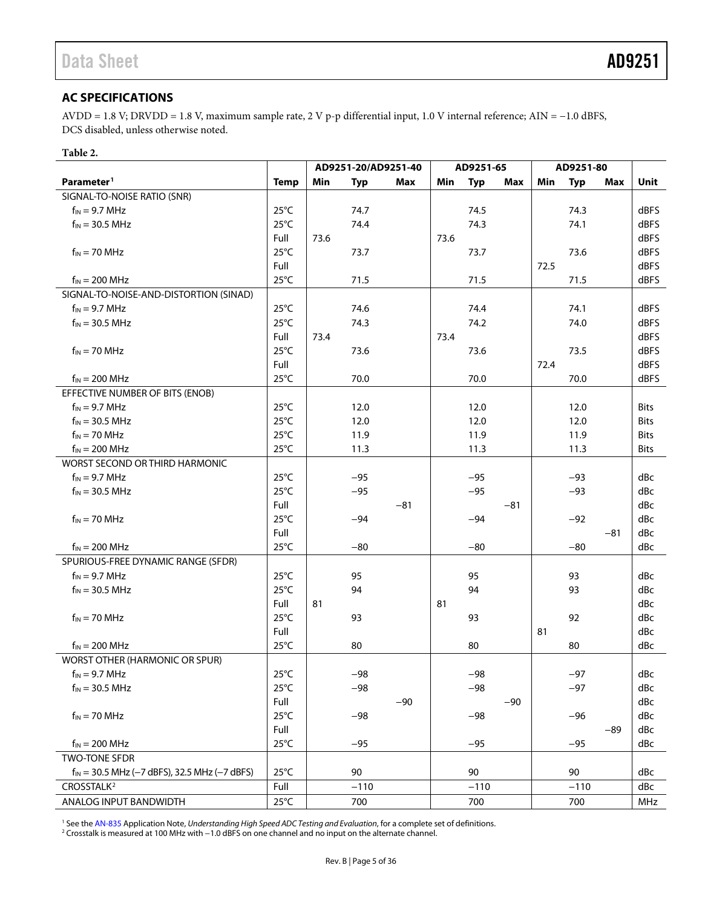## AC SPECIFICATIONS

AVDD = 1.8 V; DRVDD = 1.8 V, maximum sample rate, 2 V p-p differential input, 1.0 V internal reference; AIN = −1.0 dBFS, DCS disabled, unless otherwise noted.

**Table 2.**

| | | AD9251-20/AD9251-40 | | | AD9251-65 | | | AD9251-80 | | | |
|---|---|---|---|---|---|---|---|---|---|---|---|
| **Parameter**[1] | **Temp** | **Min** | **Typ** | **Max** | **Min** | **Typ** | **Max** | **Min** | **Typ** | **Max** | **Unit** |
| SIGNAL-TO-NOISE RATIO (SNR) | | | | | | | | | | | |
| $f_{IN}$ = 9.7 MHz | 25°C | | 74.7 | | | 74.5 | | | 74.3 | | dBFS |
| $f_{IN}$ = 30.5 MHz | 25°C | | 74.4 | | | 74.3 | | | 74.1 | | dBFS |
| | Full | 73.6 | | | 73.6 | | | | | | dBFS |
| $f_{IN}$ = 70 MHz | 25°C | | 73.7 | | | 73.7 | | | 73.6 | | dBFS |
| | Full | | | | | | | 72.5 | | | dBFS |
| $f_{IN}$ = 200 MHz | 25°C | | 71.5 | | | 71.5 | | | 71.5 | | dBFS |
| SIGNAL-TO-NOISE-AND-DISTORTION (SINAD) | | | | | | | | | | | |
| $f_{IN}$ = 9.7 MHz | 25°C | | 74.6 | | | 74.4 | | | 74.1 | | dBFS |
| $f_{IN}$ = 30.5 MHz | 25°C | | 74.3 | | | 74.2 | | | 74.0 | | dBFS |
| | Full | 73.4 | | | 73.4 | | | | | | dBFS |
| $f_{IN}$ = 70 MHz | 25°C | | 73.6 | | | 73.6 | | | 73.5 | | dBFS |
| | Full | | | | | | | 72.4 | | | dBFS |
| $f_{IN}$ = 200 MHz | 25°C | | 70.0 | | | 70.0 | | | 70.0 | | dBFS |
| EFFECTIVE NUMBER OF BITS (ENOB) | | | | | | | | | | | |
| $f_{IN}$ = 9.7 MHz | 25°C | | 12.0 | | | 12.0 | | | 12.0 | | Bits |
| $f_{IN}$ = 30.5 MHz | 25°C | | 12.0 | | | 12.0 | | | 12.0 | | Bits |
| $f_{IN}$ = 70 MHz | 25°C | | 11.9 | | | 11.9 | | | 11.9 | | Bits |
| $f_{IN}$ = 200 MHz | 25°C | | 11.3 | | | 11.3 | | | 11.3 | | Bits |
| WORST SECOND OR THIRD HARMONIC | | | | | | | | | | | |
| $f_{IN}$ = 9.7 MHz | 25°C | | −95 | | | −95 | | | −93 | | dBc |
| $f_{IN}$ = 30.5 MHz | 25°C | | −95 | | | −95 | | | −93 | | dBc |
| | Full | | | −81 | | | −81 | | | | dBc |
| $f_{IN}$ = 70 MHz | 25°C | | −94 | | | −94 | | | −92 | | dBc |
| | Full | | | | | | | | | −81 | dBc |
| $f_{IN}$ = 200 MHz | 25°C | | −80 | | | −80 | | | −80 | | dBc |
| SPURIOUS-FREE DYNAMIC RANGE (SFDR) | | | | | | | | | | | |
| $f_{IN}$ = 9.7 MHz | 25°C | | 95 | | | 95 | | | 93 | | dBc |
| $f_{IN}$ = 30.5 MHz | 25°C | | 94 | | | 94 | | | 93 | | dBc |
| | Full | 81 | | | 81 | | | | | | dBc |
| $f_{IN}$ = 70 MHz | 25°C | | 93 | | | 93 | | | 92 | | dBc |
| | Full | | | | | | | 81 | | | dBc |
| $f_{IN}$ = 200 MHz | 25°C | | 80 | | | 80 | | | 80 | | dBc |
| WORST OTHER (HARMONIC OR SPUR) | | | | | | | | | | | |
| $f_{IN}$ = 9.7 MHz | 25°C | | −98 | | | −98 | | | −97 | | dBc |
| $f_{IN}$ = 30.5 MHz | 25°C | | −98 | | | −98 | | | −97 | | dBc |
| | Full | | | −90 | | | −90 | | | | dBc |
| $f_{IN}$ = 70 MHz | 25°C | | −98 | | | −98 | | | −96 | | dBc |
| | Full | | | | | | | | | −89 | dBc |
| $f_{IN}$ = 200 MHz | 25°C | | −95 | | | −95 | | | −95 | | dBc |
| TWO-TONE SFDR | | | | | | | | | | | |
| $f_{IN}$ = 30.5 MHz (−7 dBFS), 32.5 MHz (−7 dBFS) | 25°C | | 90 | | | 90 | | | 90 | | dBc |
| CROSSTALK[2] | Full | | −110 | | | −110 | | | −110 | | dBc |
| ANALOG INPUT BANDWIDTH | 25°C | | 700 | | | 700 | | | 700 | | MHz |

[1] See the AN-835 Application Note, *Understanding High Speed ADC Testing and Evaluation*, for a complete set of definitions.
[2] Crosstalk is measured at 100 MHz with −1.0 dBFS on one channel and no input on the alternate channel.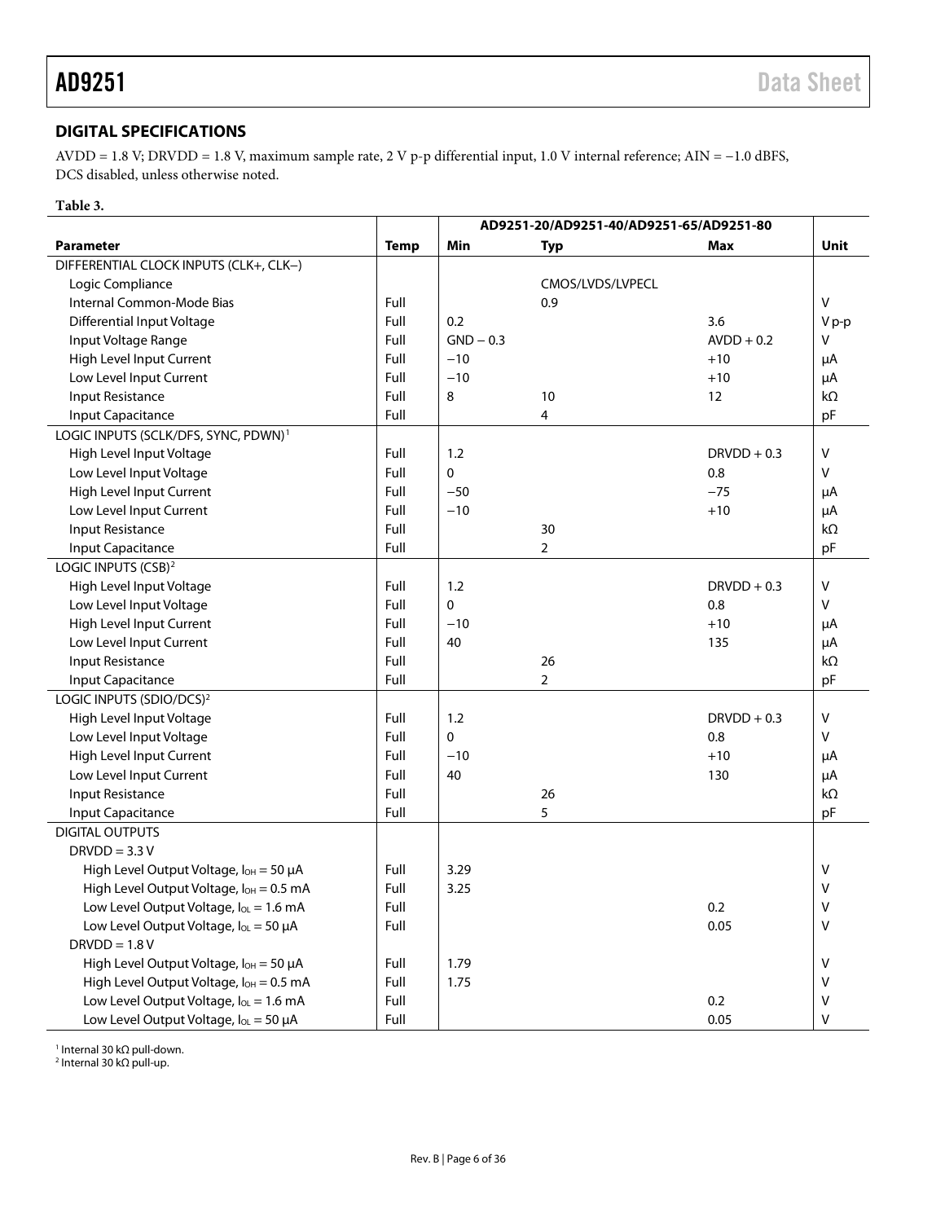## DIGITAL SPECIFICATIONS

AVDD = 1.8 V; DRVDD = 1.8 V, maximum sample rate, 2 V p-p differential input, 1.0 V internal reference; AIN = −1.0 dBFS, DCS disabled, unless otherwise noted.

**Table 3.**

| | | AD9251-20/AD9251-40/AD9251-65/AD9251-80 | | | |
|---|---|---|---|---|---|
| **Parameter** | **Temp** | **Min** | **Typ** | **Max** | **Unit** |
| DIFFERENTIAL CLOCK INPUTS (CLK+, CLK−) | | | | | |
| Logic Compliance | | | CMOS/LVDS/LVPECL | | |
| Internal Common-Mode Bias | Full | | 0.9 | | V |
| Differential Input Voltage | Full | 0.2 | | 3.6 | V p-p |
| Input Voltage Range | Full | GND − 0.3 | | AVDD + 0.2 | V |
| High Level Input Current | Full | −10 | | +10 | μA |
| Low Level Input Current | Full | −10 | | +10 | μA |
| Input Resistance | Full | 8 | 10 | 12 | kΩ |
| Input Capacitance | Full | | 4 | | pF |
| LOGIC INPUTS (SCLK/DFS, SYNC, PDWN)[1] | | | | | |
| High Level Input Voltage | Full | 1.2 | | DRVDD + 0.3 | V |
| Low Level Input Voltage | Full | 0 | | 0.8 | V |
| High Level Input Current | Full | −50 | | −75 | μA |
| Low Level Input Current | Full | −10 | | +10 | μA |
| Input Resistance | Full | | 30 | | kΩ |
| Input Capacitance | Full | | 2 | | pF |
| LOGIC INPUTS (CSB)[2] | | | | | |
| High Level Input Voltage | Full | 1.2 | | DRVDD + 0.3 | V |
| Low Level Input Voltage | Full | 0 | | 0.8 | V |
| High Level Input Current | Full | −10 | | +10 | μA |
| Low Level Input Current | Full | 40 | | 135 | μA |
| Input Resistance | Full | | 26 | | kΩ |
| Input Capacitance | Full | | 2 | | pF |
| LOGIC INPUTS (SDIO/DCS)[2] | | | | | |
| High Level Input Voltage | Full | 1.2 | | DRVDD + 0.3 | V |
| Low Level Input Voltage | Full | 0 | | 0.8 | V |
| High Level Input Current | Full | −10 | | +10 | μA |
| Low Level Input Current | Full | 40 | | 130 | μA |
| Input Resistance | Full | | 26 | | kΩ |
| Input Capacitance | Full | | 5 | | pF |
| DIGITAL OUTPUTS | | | | | |
| DRVDD = 3.3 V | | | | | |
| High Level Output Voltage, $I_{OH}$ = 50 μA | Full | 3.29 | | | V |
| High Level Output Voltage, $I_{OH}$ = 0.5 mA | Full | 3.25 | | | V |
| Low Level Output Voltage, $I_{OL}$ = 1.6 mA | Full | | | 0.2 | V |
| Low Level Output Voltage, $I_{OL}$ = 50 μA | Full | | | 0.05 | V |
| DRVDD = 1.8 V | | | | | |
| High Level Output Voltage, $I_{OH}$ = 50 μA | Full | 1.79 | | | V |
| High Level Output Voltage, $I_{OH}$ = 0.5 mA | Full | 1.75 | | | V |
| Low Level Output Voltage, $I_{OL}$ = 1.6 mA | Full | | | 0.2 | V |
| Low Level Output Voltage, $I_{OL}$ = 50 μA | Full | | | 0.05 | V |

[1] Internal 30 kΩ pull-down.
[2] Internal 30 kΩ pull-up.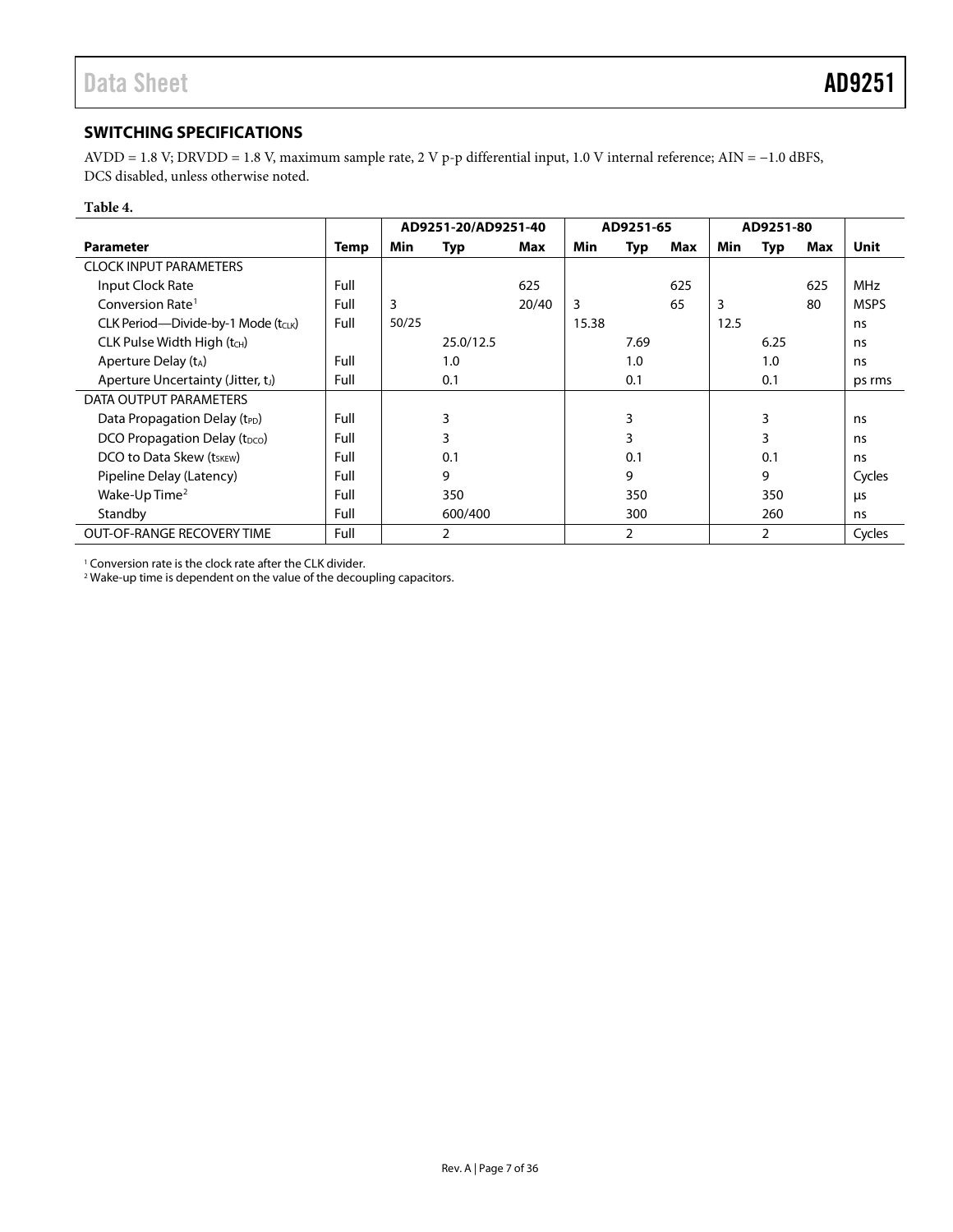## SWITCHING SPECIFICATIONS

AVDD = 1.8 V; DRVDD = 1.8 V, maximum sample rate, 2 V p-p differential input, 1.0 V internal reference; AIN = −1.0 dBFS, DCS disabled, unless otherwise noted.

**Table 4.**

| | | AD9251-20/AD9251-40 | | | AD9251-65 | | | AD9251-80 | | | |
|---|---|---|---|---|---|---|---|---|---|---|---|
| **Parameter** | **Temp** | **Min** | **Typ** | **Max** | **Min** | **Typ** | **Max** | **Min** | **Typ** | **Max** | **Unit** |
| CLOCK INPUT PARAMETERS | | | | | | | | | | | |
| Input Clock Rate | Full | | | 625 | | | 625 | | | 625 | MHz |
| Conversion Rate[1] | Full | 3 | | 20/40 | 3 | | 65 | 3 | | 80 | MSPS |
| CLK Period—Divide-by-1 Mode ($t_{CLK}$) | Full | 50/25 | | | 15.38 | | | 12.5 | | | ns |
| CLK Pulse Width High ($t_{CH}$) | | | 25.0/12.5 | | | 7.69 | | | 6.25 | | ns |
| Aperture Delay ($t_A$) | Full | | 1.0 | | | 1.0 | | | 1.0 | | ns |
| Aperture Uncertainty (Jitter, $t_J$) | Full | | 0.1 | | | 0.1 | | | 0.1 | | ps rms |
| DATA OUTPUT PARAMETERS | | | | | | | | | | | |
| Data Propagation Delay ($t_{PD}$) | Full | | 3 | | | 3 | | | 3 | | ns |
| DCO Propagation Delay ($t_{DCO}$) | Full | | 3 | | | 3 | | | 3 | | ns |
| DCO to Data Skew ($t_{SKEW}$) | Full | | 0.1 | | | 0.1 | | | 0.1 | | ns |
| Pipeline Delay (Latency) | Full | | 9 | | | 9 | | | 9 | | Cycles |
| Wake-Up Time[2] | Full | | 350 | | | 350 | | | 350 | | µs |
| Standby | Full | | 600/400 | | | 300 | | | 260 | | ns |
| OUT-OF-RANGE RECOVERY TIME | Full | | 2 | | | 2 | | | 2 | | Cycles |

[1] Conversion rate is the clock rate after the CLK divider.
[2] Wake-up time is dependent on the value of the decoupling capacitors.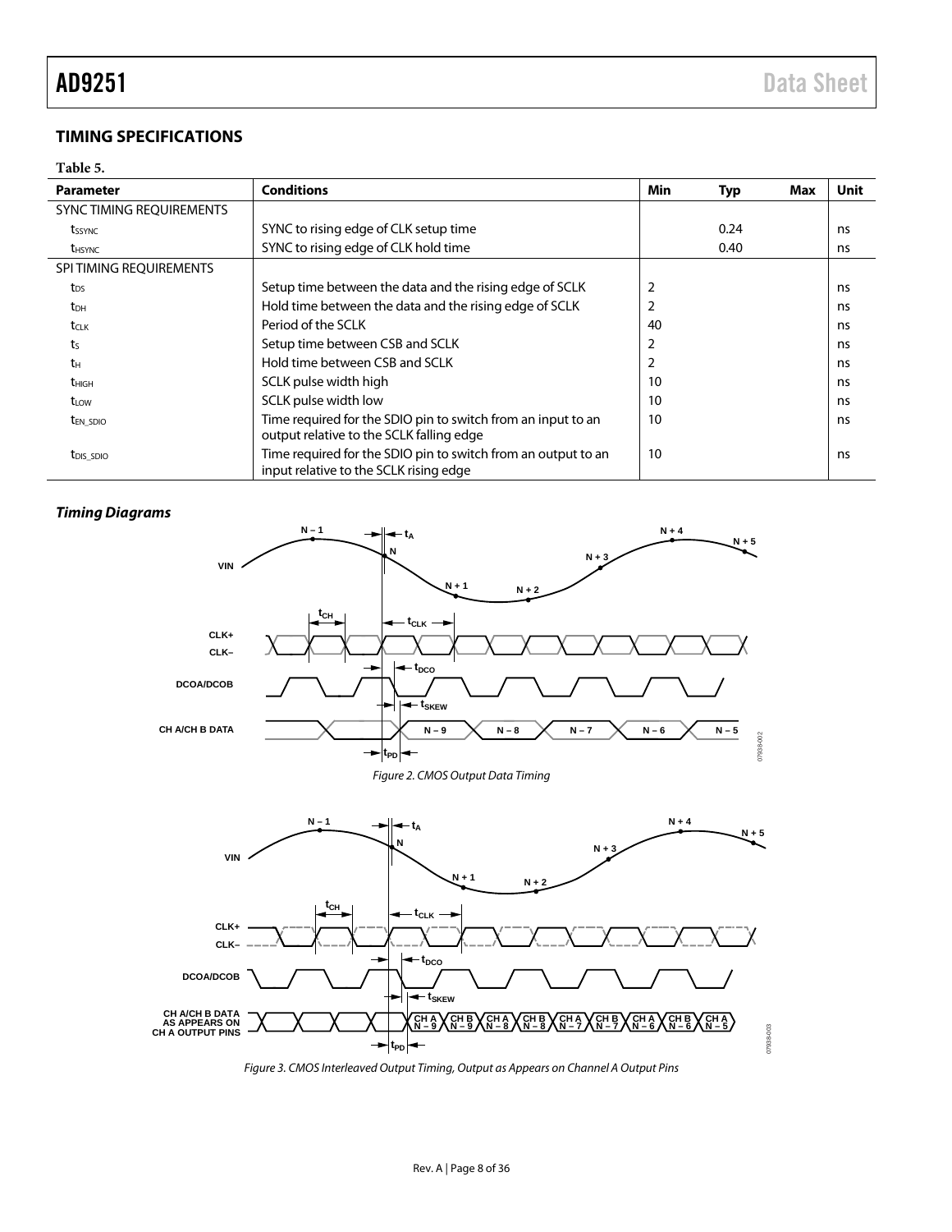## TIMING SPECIFICATIONS

Table 5.

| Parameter | Conditions | Min | Typ | Max | Unit |
|---|---|---|---|---|---|
| SYNC TIMING REQUIREMENTS | | | | | |
| $t_{SSYNC}$ | SYNC to rising edge of CLK setup time | | 0.24 | | ns |
| $t_{HSYNC}$ | SYNC to rising edge of CLK hold time | | 0.40 | | ns |
| SPI TIMING REQUIREMENTS | | | | | |
| $t_{DS}$ | Setup time between the data and the rising edge of SCLK | 2 | | | ns |
| $t_{DH}$ | Hold time between the data and the rising edge of SCLK | 2 | | | ns |
| $t_{CLK}$ | Period of the SCLK | 40 | | | ns |
| $t_S$ | Setup time between CSB and SCLK | 2 | | | ns |
| $t_H$ | Hold time between CSB and SCLK | 2 | | | ns |
| $t_{HIGH}$ | SCLK pulse width high | 10 | | | ns |
| $t_{LOW}$ | SCLK pulse width low | 10 | | | ns |
| $t_{EN\_SDIO}$ | Time required for the SDIO pin to switch from an input to an output relative to the SCLK falling edge | 10 | | | ns |
| $t_{DIS\_SDIO}$ | Time required for the SDIO pin to switch from an output to an input relative to the SCLK rising edge | 10 | | | ns |

### *Timing Diagrams*

*Figure 2. CMOS Output Data Timing*

*Figure 3. CMOS Interleaved Output Timing, Output as Appears on Channel A Output Pins*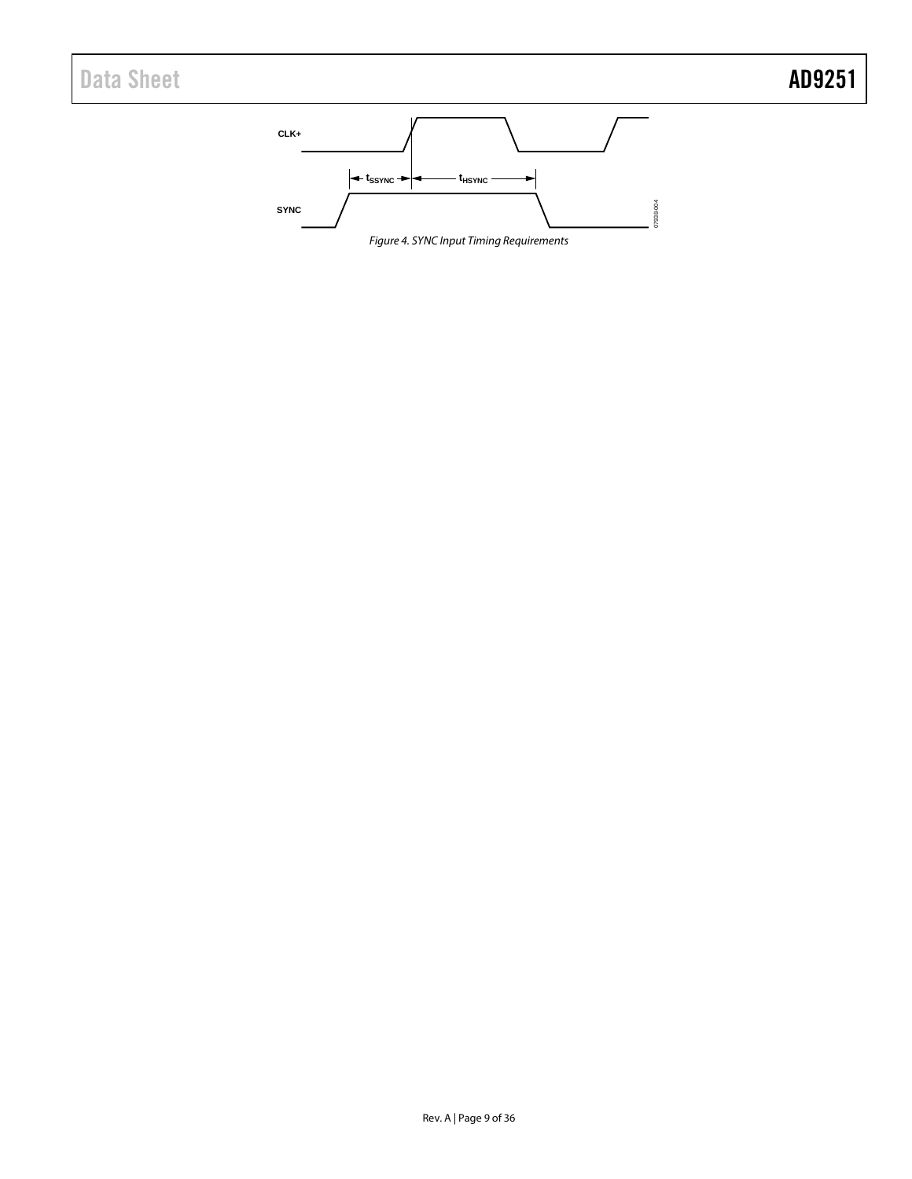Figure 4. SYNC Input Timing Requirements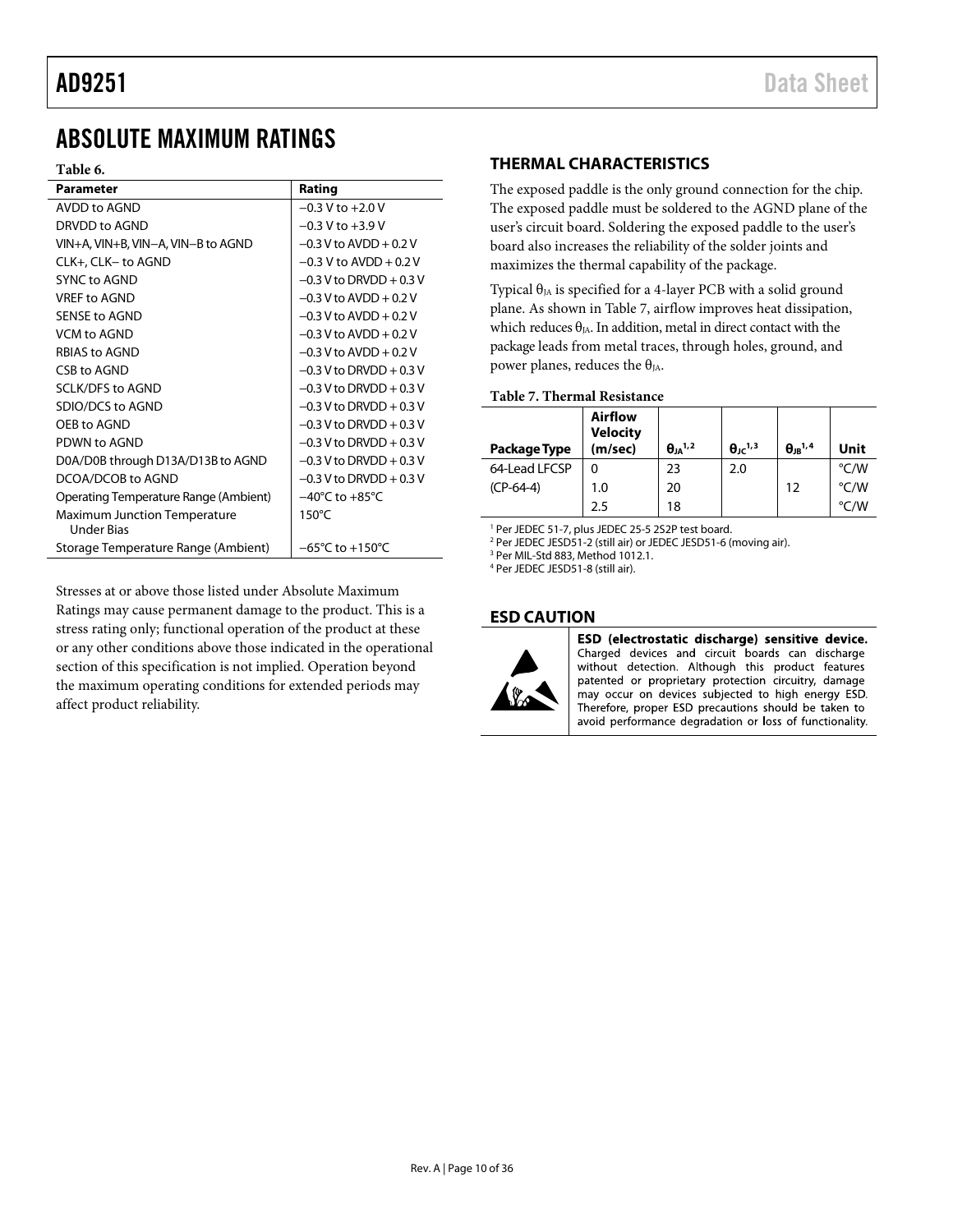# ABSOLUTE MAXIMUM RATINGS

**Table 6.**

| Parameter | Rating |
|---|---|
| AVDD to AGND | −0.3 V to +2.0 V |
| DRVDD to AGND | −0.3 V to +3.9 V |
| VIN+A, VIN+B, VIN−A, VIN−B to AGND | −0.3 V to AVDD + 0.2 V |
| CLK+, CLK− to AGND | −0.3 V to AVDD + 0.2 V |
| SYNC to AGND | −0.3 V to DRVDD + 0.3 V |
| VREF to AGND | −0.3 V to AVDD + 0.2 V |
| SENSE to AGND | −0.3 V to AVDD + 0.2 V |
| VCM to AGND | −0.3 V to AVDD + 0.2 V |
| RBIAS to AGND | −0.3 V to AVDD + 0.2 V |
| CSB to AGND | −0.3 V to DRVDD + 0.3 V |
| SCLK/DFS to AGND | −0.3 V to DRVDD + 0.3 V |
| SDIO/DCS to AGND | −0.3 V to DRVDD + 0.3 V |
| OEB to AGND | −0.3 V to DRVDD + 0.3 V |
| PDWN to AGND | −0.3 V to DRVDD + 0.3 V |
| D0A/D0B through D13A/D13B to AGND | −0.3 V to DRVDD + 0.3 V |
| DCOA/DCOB to AGND | −0.3 V to DRVDD + 0.3 V |
| Operating Temperature Range (Ambient) | −40°C to +85°C |
| Maximum Junction Temperature Under Bias | 150°C |
| Storage Temperature Range (Ambient) | −65°C to +150°C |

Stresses at or above those listed under Absolute Maximum Ratings may cause permanent damage to the product. This is a stress rating only; functional operation of the product at these or any other conditions above those indicated in the operational section of this specification is not implied. Operation beyond the maximum operating conditions for extended periods may affect product reliability.

## THERMAL CHARACTERISTICS

The exposed paddle is the only ground connection for the chip. The exposed paddle must be soldered to the AGND plane of the user's circuit board. Soldering the exposed paddle to the user's board also increases the reliability of the solder joints and maximizes the thermal capability of the package.

Typical $\theta_{JA}$ is specified for a 4-layer PCB with a solid ground plane. As shown in Table 7, airflow improves heat dissipation, which reduces $\theta_{JA}$. In addition, metal in direct contact with the package leads from metal traces, through holes, ground, and power planes, reduces the $\theta_{JA}$.

**Table 7. Thermal Resistance**

| Package Type | Airflow Velocity (m/sec) | $\theta_{JA}$ [1,2] | $\theta_{JC}$ [1,3] | $\theta_{JB}$ [1,4] | Unit |
|---|---|---|---|---|---|
| 64-Lead LFCSP | 0 | 23 | 2.0 | | °C/W |
| (CP-64-4) | 1.0 | 20 | | 12 | °C/W |
| | 2.5 | 18 | | | °C/W |

[1] Per JEDEC 51-7, plus JEDEC 25-5 2S2P test board.
[2] Per JEDEC JESD51-2 (still air) or JEDEC JESD51-6 (moving air).
[3] Per MIL-Std 883, Method 1012.1.
[4] Per JEDEC JESD51-8 (still air).

## ESD CAUTION

**ESD (electrostatic discharge) sensitive device.** Charged devices and circuit boards can discharge without detection. Although this product features patented or proprietary protection circuitry, damage may occur on devices subjected to high energy ESD. Therefore, proper ESD precautions should be taken to avoid performance degradation or loss of functionality.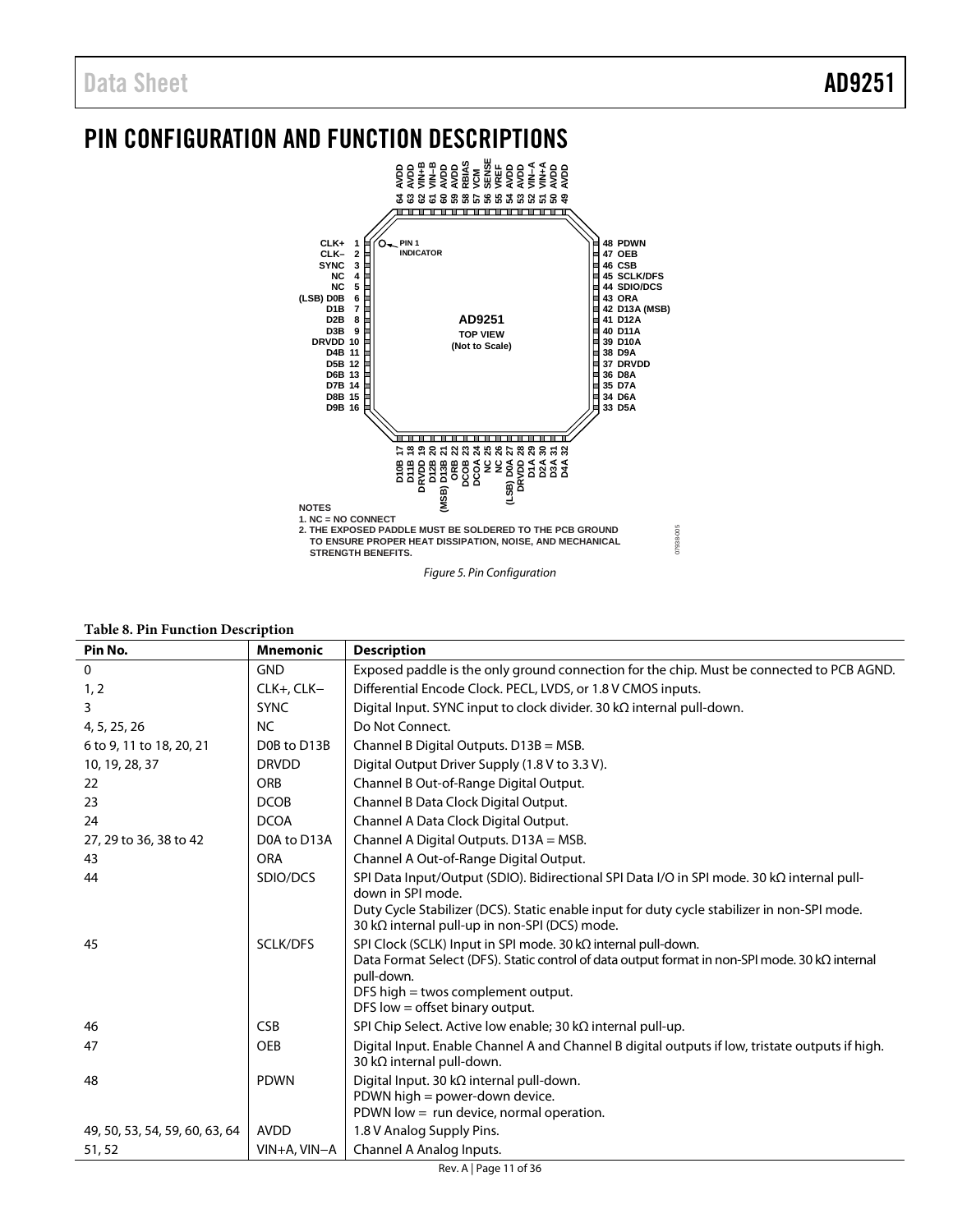## PIN CONFIGURATION AND FUNCTION DESCRIPTIONS

NOTES
1. NC = NO CONNECT
2. THE EXPOSED PADDLE MUST BE SOLDERED TO THE PCB GROUND TO ENSURE PROPER HEAT DISSIPATION, NOISE, AND MECHANICAL STRENGTH BENEFITS.

*Figure 5. Pin Configuration*

**Table 8. Pin Function Description**

| Pin No. | Mnemonic | Description |
|---|---|---|
| 0 | GND | Exposed paddle is the only ground connection for the chip. Must be connected to PCB AGND. |
| 1, 2 | CLK+, CLK− | Differential Encode Clock. PECL, LVDS, or 1.8 V CMOS inputs. |
| 3 | SYNC | Digital Input. SYNC input to clock divider. 30 kΩ internal pull-down. |
| 4, 5, 25, 26 | NC | Do Not Connect. |
| 6 to 9, 11 to 18, 20, 21 | D0B to D13B | Channel B Digital Outputs. D13B = MSB. |
| 10, 19, 28, 37 | DRVDD | Digital Output Driver Supply (1.8 V to 3.3 V). |
| 22 | ORB | Channel B Out-of-Range Digital Output. |
| 23 | DCOB | Channel B Data Clock Digital Output. |
| 24 | DCOA | Channel A Data Clock Digital Output. |
| 27, 29 to 36, 38 to 42 | D0A to D13A | Channel A Digital Outputs. D13A = MSB. |
| 43 | ORA | Channel A Out-of-Range Digital Output. |
| 44 | SDIO/DCS | SPI Data Input/Output (SDIO). Bidirectional SPI Data I/O in SPI mode. 30 kΩ internal pull-down in SPI mode.<br>Duty Cycle Stabilizer (DCS). Static enable input for duty cycle stabilizer in non-SPI mode. 30 kΩ internal pull-up in non-SPI (DCS) mode. |
| 45 | SCLK/DFS | SPI Clock (SCLK) Input in SPI mode. 30 kΩ internal pull-down.<br>Data Format Select (DFS). Static control of data output format in non-SPI mode. 30 kΩ internal pull-down.<br>DFS high = twos complement output.<br>DFS low = offset binary output. |
| 46 | CSB | SPI Chip Select. Active low enable; 30 kΩ internal pull-up. |
| 47 | OEB | Digital Input. Enable Channel A and Channel B digital outputs if low, tristate outputs if high. 30 kΩ internal pull-down. |
| 48 | PDWN | Digital Input. 30 kΩ internal pull-down.<br>PDWN high = power-down device.<br>PDWN low = run device, normal operation. |
| 49, 50, 53, 54, 59, 60, 63, 64 | AVDD | 1.8 V Analog Supply Pins. |
| 51, 52 | VIN+A, VIN−A | Channel A Analog Inputs. |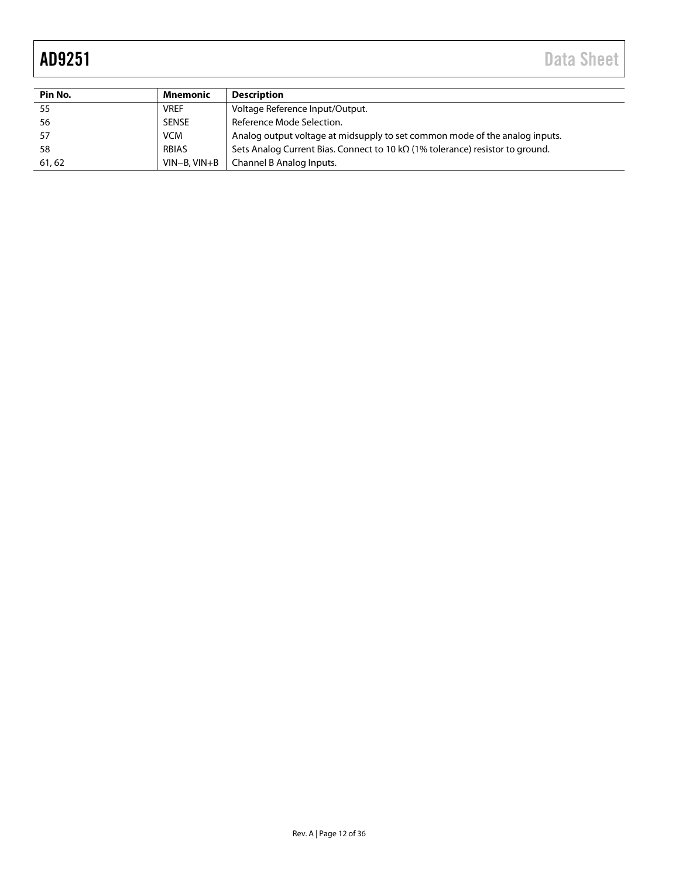| Pin No. | Mnemonic | Description |
| --- | --- | --- |
| 55 | VREF | Voltage Reference Input/Output. |
| 56 | SENSE | Reference Mode Selection. |
| 57 | VCM | Analog output voltage at midsupply to set common mode of the analog inputs. |
| 58 | RBIAS | Sets Analog Current Bias. Connect to 10 kΩ (1% tolerance) resistor to ground. |
| 61, 62 | VIN−B, VIN+B | Channel B Analog Inputs. |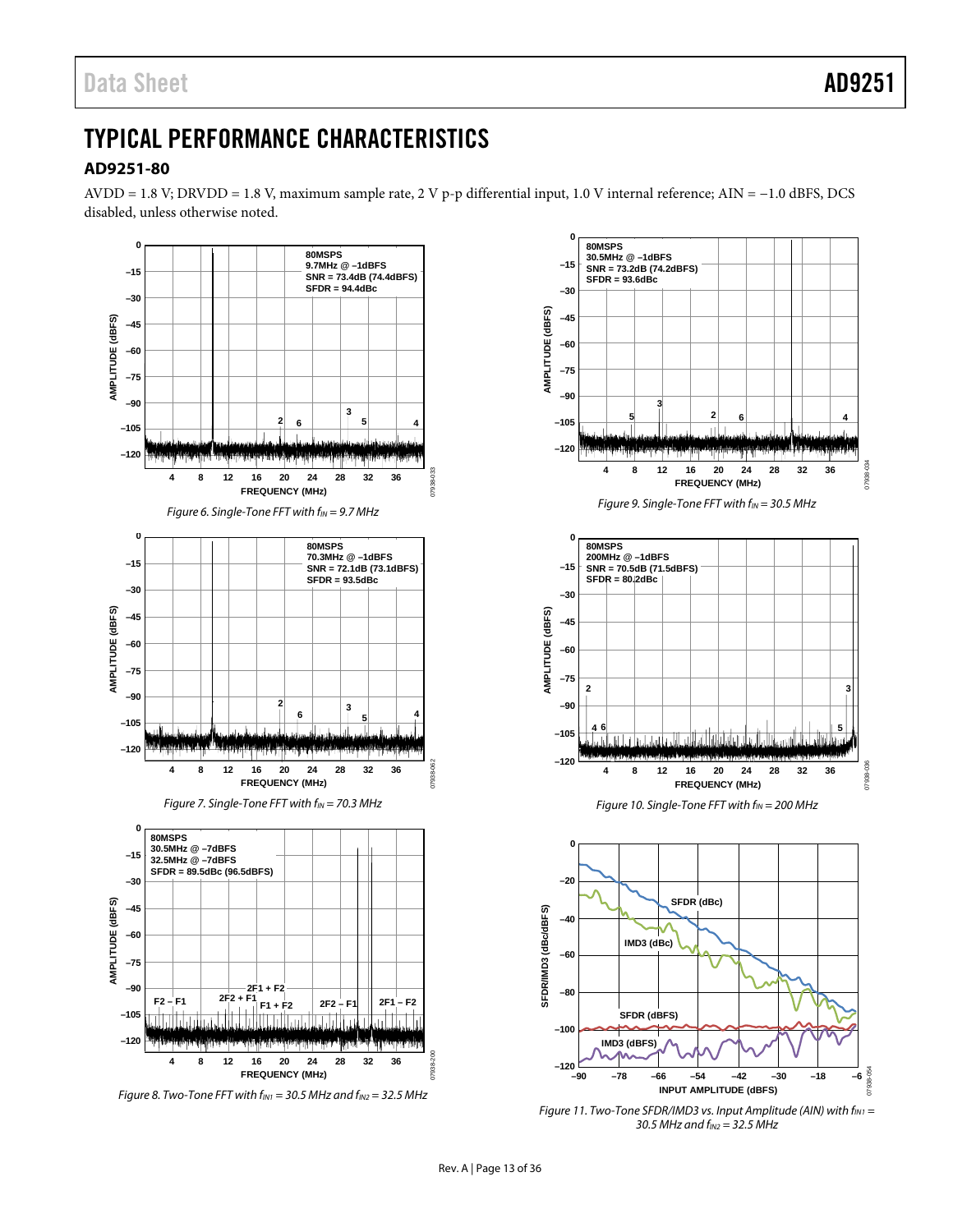# TYPICAL PERFORMANCE CHARACTERISTICS

## AD9251-80

AVDD = 1.8 V; DRVDD = 1.8 V, maximum sample rate, 2 V p-p differential input, 1.0 V internal reference; AIN = −1.0 dBFS, DCS disabled, unless otherwise noted.

*Figure 6. Single-Tone FFT with $f_{IN}$ = 9.7 MHz*

*Figure 7. Single-Tone FFT with $f_{IN}$ = 70.3 MHz*

*Figure 8. Two-Tone FFT with $f_{IN1}$ = 30.5 MHz and $f_{IN2}$ = 32.5 MHz*

*Figure 9. Single-Tone FFT with $f_{IN}$ = 30.5 MHz*

*Figure 10. Single-Tone FFT with $f_{IN}$ = 200 MHz*

*Figure 11. Two-Tone SFDR/IMD3 vs. Input Amplitude (AIN) with $f_{IN1}$ = 30.5 MHz and $f_{IN2}$ = 32.5 MHz*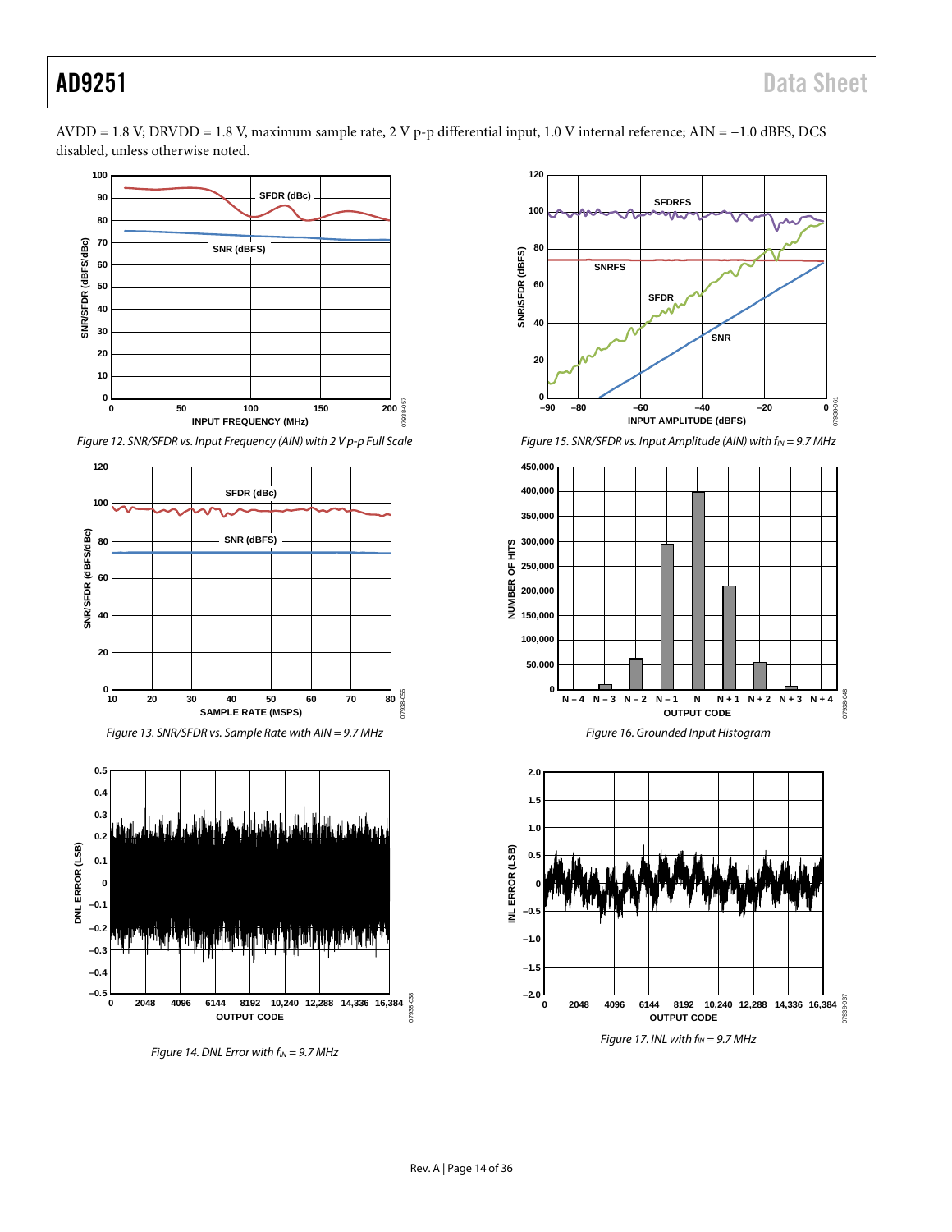AVDD = 1.8 V; DRVDD = 1.8 V, maximum sample rate, 2 V p-p differential input, 1.0 V internal reference; AIN = −1.0 dBFS, DCS disabled, unless otherwise noted.

*Figure 12. SNR/SFDR vs. Input Frequency (AIN) with 2 V p-p Full Scale*

*Figure 13. SNR/SFDR vs. Sample Rate with AIN = 9.7 MHz*

*Figure 14. DNL Error with $f_{IN}$ = 9.7 MHz*

*Figure 15. SNR/SFDR vs. Input Amplitude (AIN) with $f_{IN}$ = 9.7 MHz*

*Figure 16. Grounded Input Histogram*

*Figure 17. INL with $f_{IN}$ = 9.7 MHz*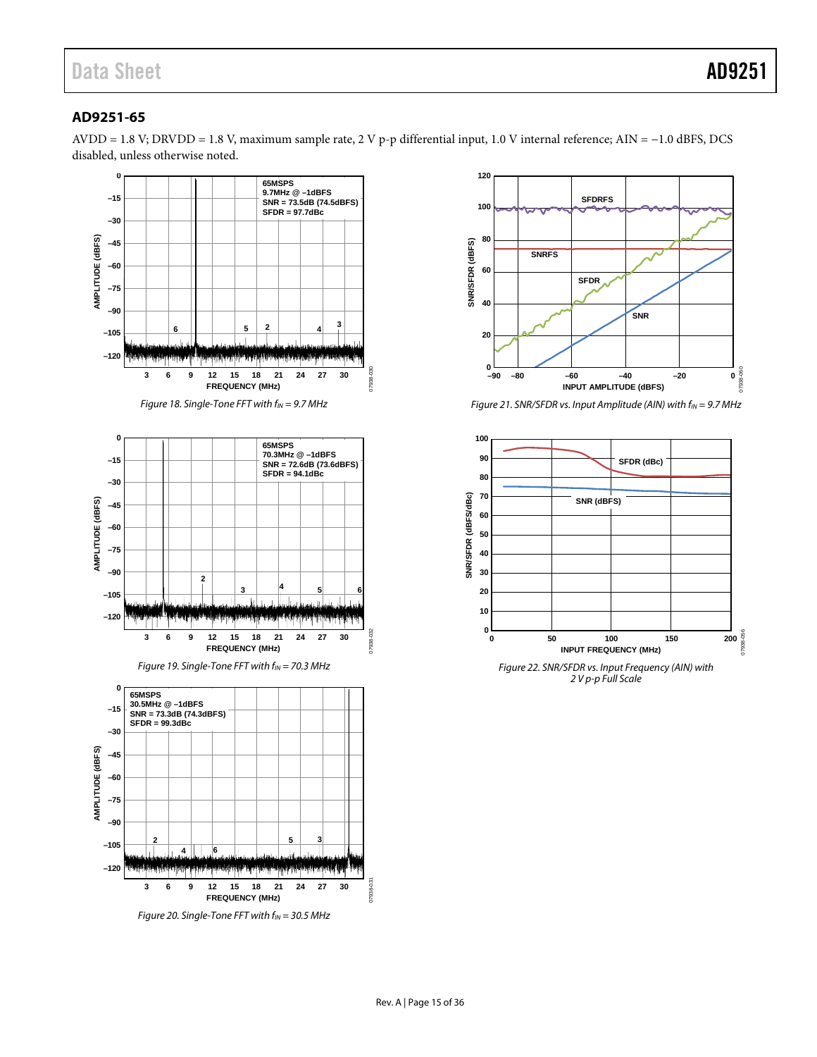## AD9251-65

AVDD = 1.8 V; DRVDD = 1.8 V, maximum sample rate, 2 V p-p differential input, 1.0 V internal reference; AIN = −1.0 dBFS, DCS disabled, unless otherwise noted.

*Figure 18. Single-Tone FFT with $f_{IN}$ = 9.7 MHz*

*Figure 19. Single-Tone FFT with $f_{IN}$ = 70.3 MHz*

*Figure 20. Single-Tone FFT with $f_{IN}$ = 30.5 MHz*

*Figure 21. SNR/SFDR vs. Input Amplitude (AIN) with $f_{IN}$ = 9.7 MHz*

*Figure 22. SNR/SFDR vs. Input Frequency (AIN) with 2 V p-p Full Scale*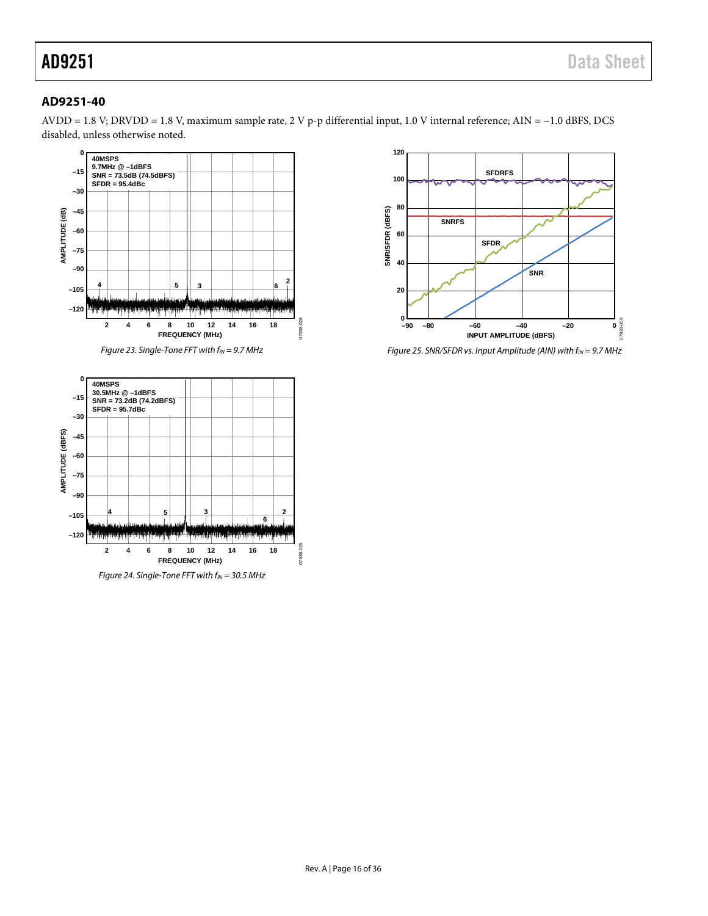## AD9251-40

AVDD = 1.8 V; DRVDD = 1.8 V, maximum sample rate, 2 V p-p differential input, 1.0 V internal reference; AIN = −1.0 dBFS, DCS disabled, unless otherwise noted.

*Figure 23. Single-Tone FFT with $f_{IN}$ = 9.7 MHz*

*Figure 24. Single-Tone FFT with $f_{IN}$ = 30.5 MHz*

*Figure 25. SNR/SFDR vs. Input Amplitude (AIN) with $f_{IN}$ = 9.7 MHz*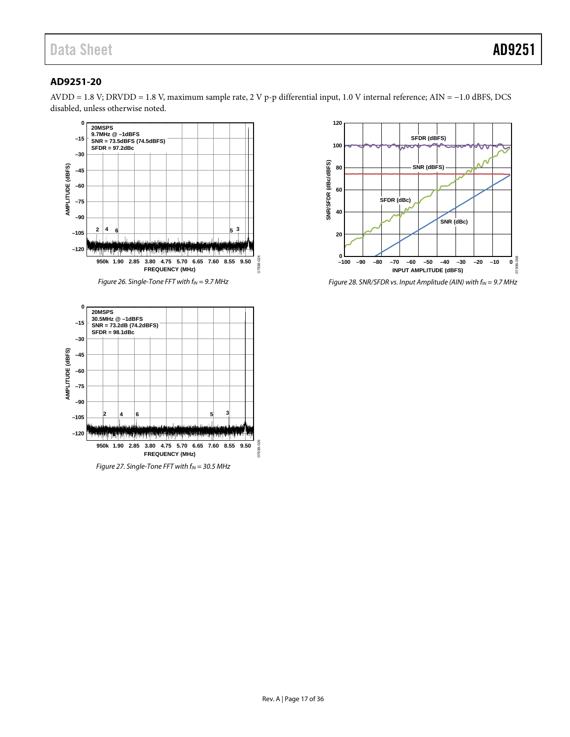## AD9251-20

AVDD = 1.8 V; DRVDD = 1.8 V, maximum sample rate, 2 V p-p differential input, 1.0 V internal reference; AIN = −1.0 dBFS, DCS disabled, unless otherwise noted.

*Figure 26. Single-Tone FFT with $f_{IN}$ = 9.7 MHz*

*Figure 27. Single-Tone FFT with $f_{IN}$ = 30.5 MHz*

*Figure 28. SNR/SFDR vs. Input Amplitude (AIN) with $f_{IN}$ = 9.7 MHz*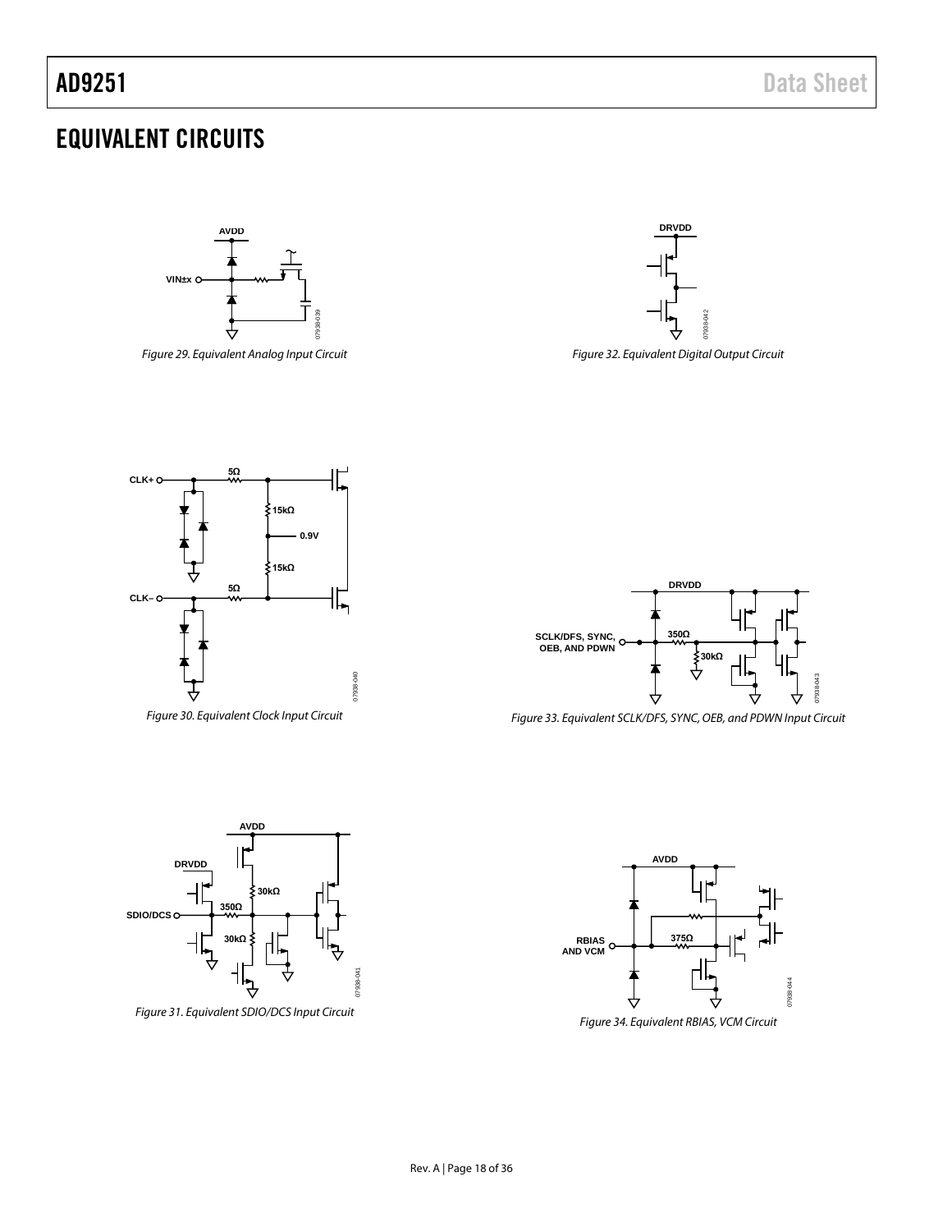# EQUIVALENT CIRCUITS

Figure 29. Equivalent Analog Input Circuit

Figure 30. Equivalent Clock Input Circuit

Figure 31. Equivalent SDIO/DCS Input Circuit

Figure 32. Equivalent Digital Output Circuit

Figure 33. Equivalent SCLK/DFS, SYNC, OEB, and PDWN Input Circuit

Figure 34. Equivalent RBIAS, VCM Circuit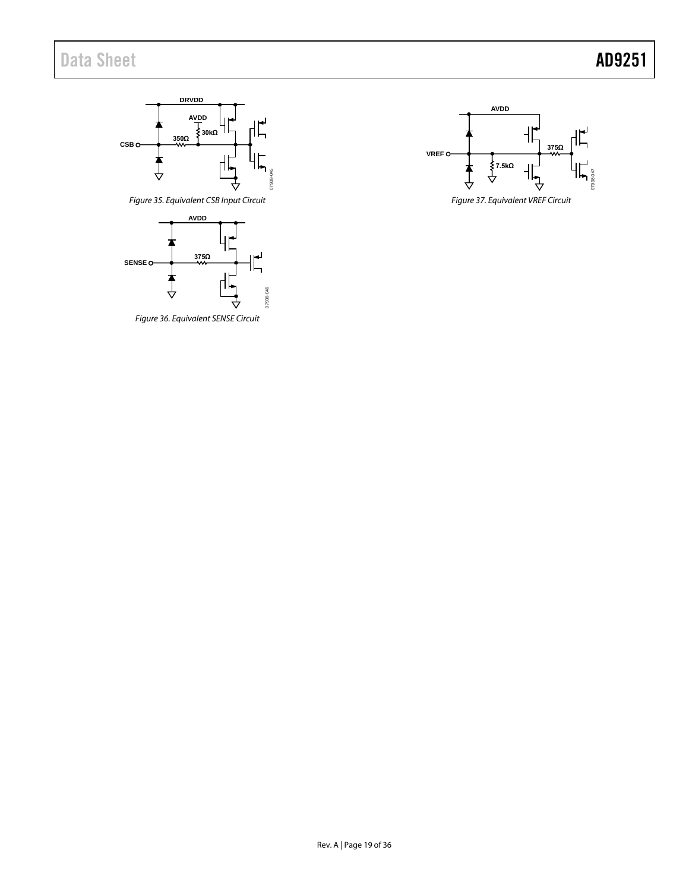Figure 35. Equivalent CSB Input Circuit

Figure 36. Equivalent SENSE Circuit

Figure 37. Equivalent VREF Circuit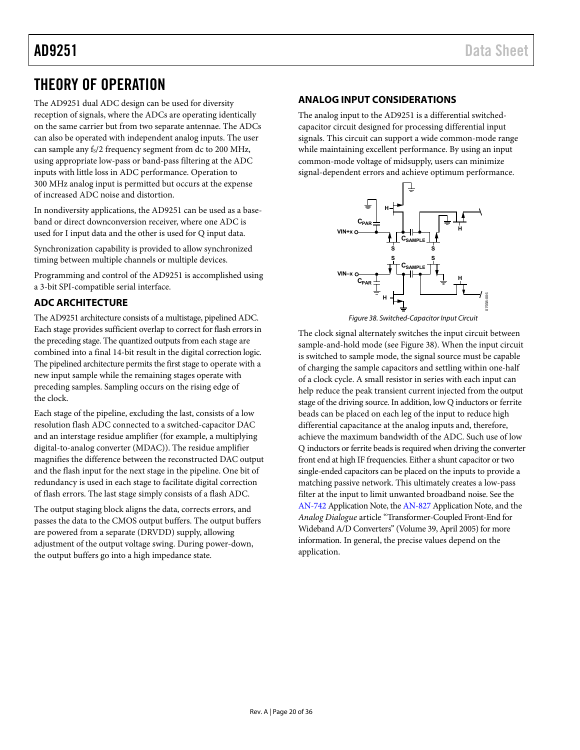# THEORY OF OPERATION

The AD9251 dual ADC design can be used for diversity reception of signals, where the ADCs are operating identically on the same carrier but from two separate antennae. The ADCs can also be operated with independent analog inputs. The user can sample any $f_S/2$ frequency segment from dc to 200 MHz, using appropriate low-pass or band-pass filtering at the ADC inputs with little loss in ADC performance. Operation to 300 MHz analog input is permitted but occurs at the expense of increased ADC noise and distortion.

In nondiversity applications, the AD9251 can be used as a baseband or direct downconversion receiver, where one ADC is used for I input data and the other is used for Q input data.

Synchronization capability is provided to allow synchronized timing between multiple channels or multiple devices.

Programming and control of the AD9251 is accomplished using a 3-bit SPI-compatible serial interface.

## ADC ARCHITECTURE

The AD9251 architecture consists of a multistage, pipelined ADC. Each stage provides sufficient overlap to correct for flash errors in the preceding stage. The quantized outputs from each stage are combined into a final 14-bit result in the digital correction logic. The pipelined architecture permits the first stage to operate with a new input sample while the remaining stages operate with preceding samples. Sampling occurs on the rising edge of the clock.

Each stage of the pipeline, excluding the last, consists of a low resolution flash ADC connected to a switched-capacitor DAC and an interstage residue amplifier (for example, a multiplying digital-to-analog converter (MDAC)). The residue amplifier magnifies the difference between the reconstructed DAC output and the flash input for the next stage in the pipeline. One bit of redundancy is used in each stage to facilitate digital correction of flash errors. The last stage simply consists of a flash ADC.

The output staging block aligns the data, corrects errors, and passes the data to the CMOS output buffers. The output buffers are powered from a separate (DRVDD) supply, allowing adjustment of the output voltage swing. During power-down, the output buffers go into a high impedance state.

## ANALOG INPUT CONSIDERATIONS

The analog input to the AD9251 is a differential switched-capacitor circuit designed for processing differential input signals. This circuit can support a wide common-mode range while maintaining excellent performance. By using an input common-mode voltage of midsupply, users can minimize signal-dependent errors and achieve optimum performance.

*Figure 38. Switched-Capacitor Input Circuit*

The clock signal alternately switches the input circuit between sample-and-hold mode (see Figure 38). When the input circuit is switched to sample mode, the signal source must be capable of charging the sample capacitors and settling within one-half of a clock cycle. A small resistor in series with each input can help reduce the peak transient current injected from the output stage of the driving source. In addition, low Q inductors or ferrite beads can be placed on each leg of the input to reduce high differential capacitance at the analog inputs and, therefore, achieve the maximum bandwidth of the ADC. Such use of low Q inductors or ferrite beads is required when driving the converter front end at high IF frequencies. Either a shunt capacitor or two single-ended capacitors can be placed on the inputs to provide a matching passive network. This ultimately creates a low-pass filter at the input to limit unwanted broadband noise. See the AN-742 Application Note, the AN-827 Application Note, and the *Analog Dialogue* article "Transformer-Coupled Front-End for Wideband A/D Converters" (Volume 39, April 2005) for more information. In general, the precise values depend on the application.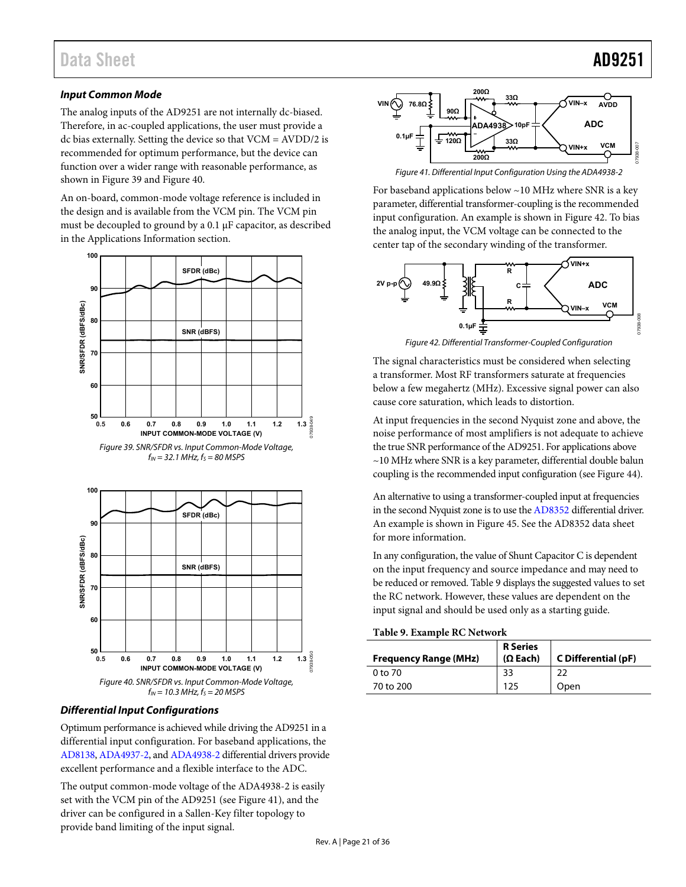### Input Common Mode

The analog inputs of the AD9251 are not internally dc-biased. Therefore, in ac-coupled applications, the user must provide a dc bias externally. Setting the device so that VCM = AVDD/2 is recommended for optimum performance, but the device can function over a wider range with reasonable performance, as shown in Figure 39 and Figure 40.

An on-board, common-mode voltage reference is included in the design and is available from the VCM pin. The VCM pin must be decoupled to ground by a 0.1 µF capacitor, as described in the Applications Information section.

Figure 39. SNR/SFDR vs. Input Common-Mode Voltage, $f_{IN}$ = 32.1 MHz, $f_S$ = 80 MSPS

Figure 40. SNR/SFDR vs. Input Common-Mode Voltage, $f_{IN}$ = 10.3 MHz, $f_S$ = 20 MSPS

### Differential Input Configurations

Optimum performance is achieved while driving the AD9251 in a differential input configuration. For baseband applications, the AD8138, ADA4937-2, and ADA4938-2 differential drivers provide excellent performance and a flexible interface to the ADC.

The output common-mode voltage of the ADA4938-2 is easily set with the VCM pin of the AD9251 (see Figure 41), and the driver can be configured in a Sallen-Key filter topology to provide band limiting of the input signal.

Figure 41. Differential Input Configuration Using the ADA4938-2

For baseband applications below ~10 MHz where SNR is a key parameter, differential transformer-coupling is the recommended input configuration. An example is shown in Figure 42. To bias the analog input, the VCM voltage can be connected to the center tap of the secondary winding of the transformer.

Figure 42. Differential Transformer-Coupled Configuration

The signal characteristics must be considered when selecting a transformer. Most RF transformers saturate at frequencies below a few megahertz (MHz). Excessive signal power can also cause core saturation, which leads to distortion.

At input frequencies in the second Nyquist zone and above, the noise performance of most amplifiers is not adequate to achieve the true SNR performance of the AD9251. For applications above ~10 MHz where SNR is a key parameter, differential double balun coupling is the recommended input configuration (see Figure 44).

An alternative to using a transformer-coupled input at frequencies in the second Nyquist zone is to use the AD8352 differential driver. An example is shown in Figure 45. See the AD8352 data sheet for more information.

In any configuration, the value of Shunt Capacitor C is dependent on the input frequency and source impedance and may need to be reduced or removed. Table 9 displays the suggested values to set the RC network. However, these values are dependent on the input signal and should be used only as a starting guide.

**Table 9. Example RC Network**

| Frequency Range (MHz) | R Series (Ω Each) | C Differential (pF) |
|---|---|---|
| 0 to 70 | 33 | 22 |
| 70 to 200 | 125 | Open |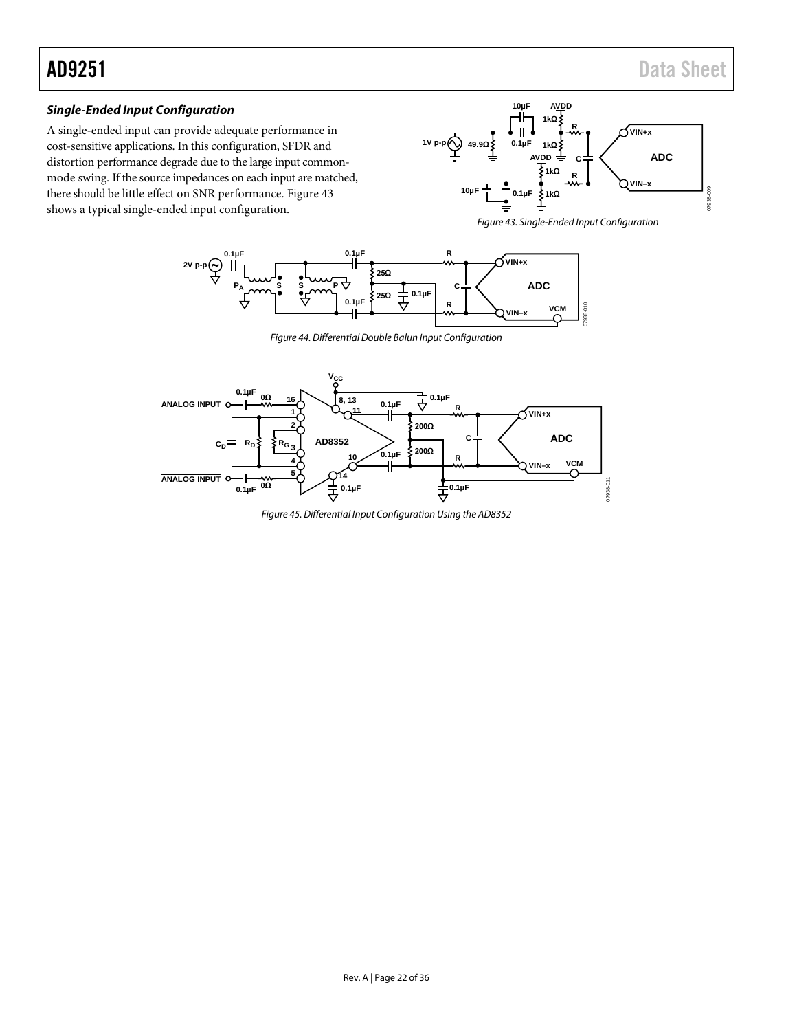#### *Single-Ended Input Configuration*

A single-ended input can provide adequate performance in cost-sensitive applications. In this configuration, SFDR and distortion performance degrade due to the large input common-mode swing. If the source impedances on each input are matched, there should be little effect on SNR performance. Figure 43 shows a typical single-ended input configuration.

*Figure 43. Single-Ended Input Configuration*

*Figure 44. Differential Double Balun Input Configuration*

*Figure 45. Differential Input Configuration Using the AD8352*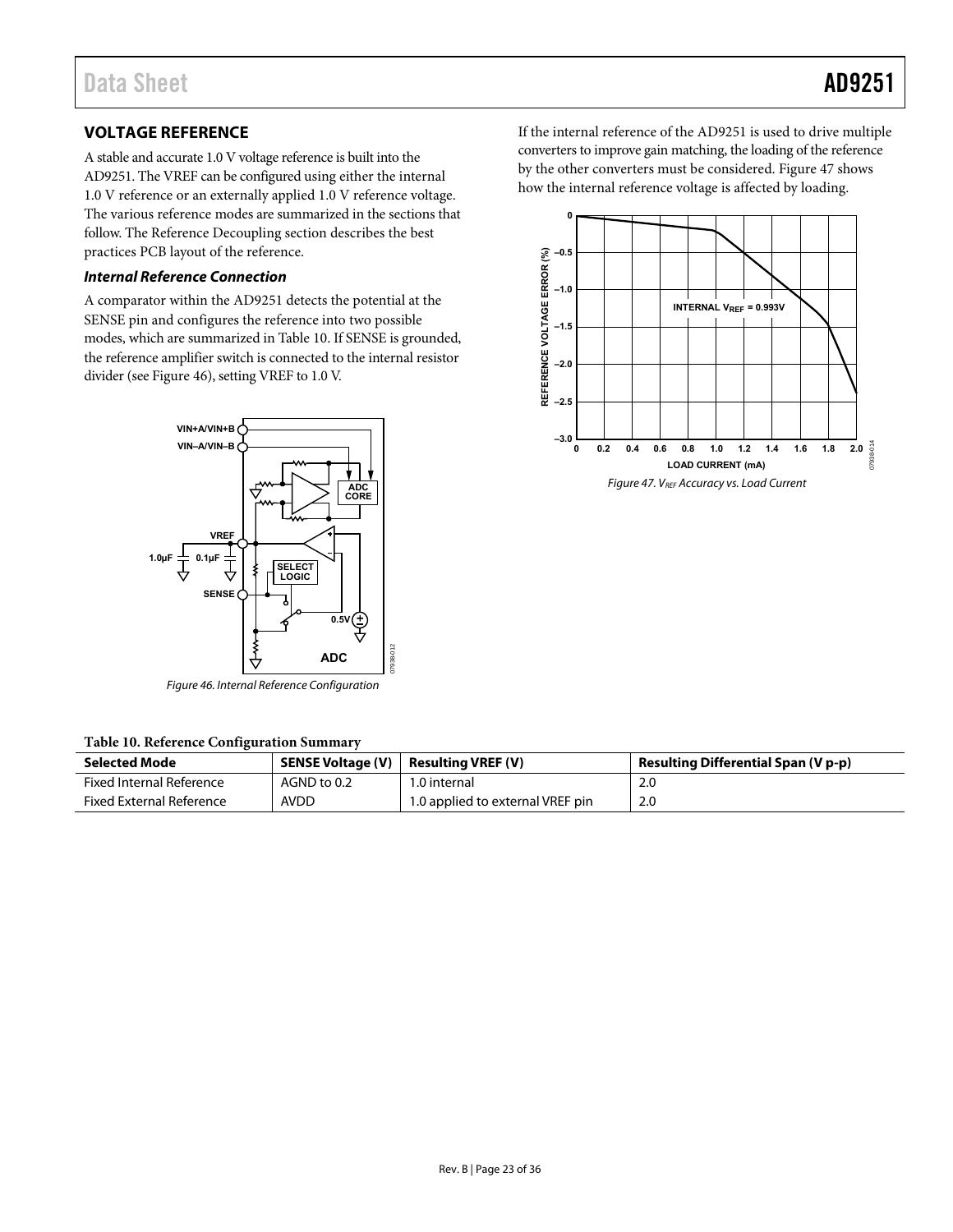## VOLTAGE REFERENCE

A stable and accurate 1.0 V voltage reference is built into the AD9251. The VREF can be configured using either the internal 1.0 V reference or an externally applied 1.0 V reference voltage. The various reference modes are summarized in the sections that follow. The Reference Decoupling section describes the best practices PCB layout of the reference.

### Internal Reference Connection

A comparator within the AD9251 detects the potential at the SENSE pin and configures the reference into two possible modes, which are summarized in Table 10. If SENSE is grounded, the reference amplifier switch is connected to the internal resistor divider (see Figure 46), setting VREF to 1.0 V.

*Figure 46. Internal Reference Configuration*

**Table 10. Reference Configuration Summary**

| Selected Mode | SENSE Voltage (V) | Resulting VREF (V) | Resulting Differential Span (V p-p) |
|---|---|---|---|
| Fixed Internal Reference | AGND to 0.2 | 1.0 internal | 2.0 |
| Fixed External Reference | AVDD | 1.0 applied to external VREF pin | 2.0 |

If the internal reference of the AD9251 is used to drive multiple converters to improve gain matching, the loading of the reference by the other converters must be considered. Figure 47 shows how the internal reference voltage is affected by loading.

*Figure 47. $V_{REF}$ Accuracy vs. Load Current*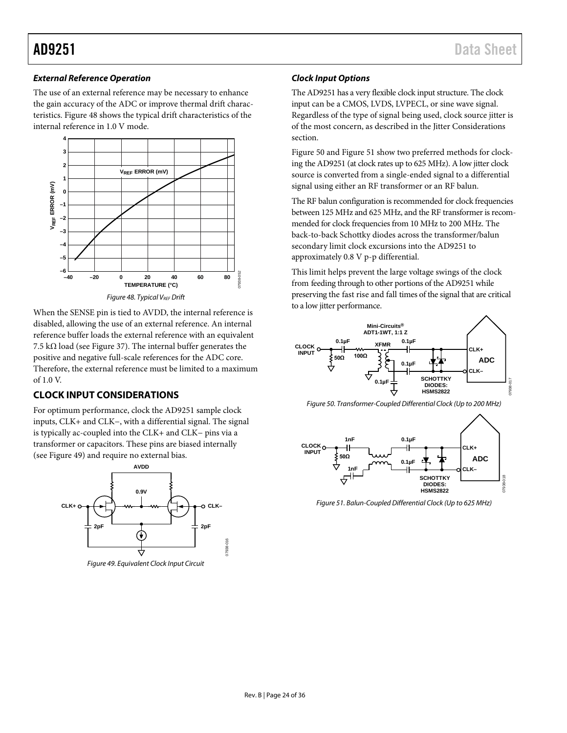### External Reference Operation

The use of an external reference may be necessary to enhance the gain accuracy of the ADC or improve thermal drift characteristics. Figure 48 shows the typical drift characteristics of the internal reference in 1.0 V mode.

Figure 48. Typical $V_{REF}$ Drift

When the SENSE pin is tied to AVDD, the internal reference is disabled, allowing the use of an external reference. An internal reference buffer loads the external reference with an equivalent 7.5 kΩ load (see Figure 37). The internal buffer generates the positive and negative full-scale references for the ADC core. Therefore, the external reference must be limited to a maximum of 1.0 V.

## CLOCK INPUT CONSIDERATIONS

For optimum performance, clock the AD9251 sample clock inputs, CLK+ and CLK−, with a differential signal. The signal is typically ac-coupled into the CLK+ and CLK− pins via a transformer or capacitors. These pins are biased internally (see Figure 49) and require no external bias.

Figure 49. Equivalent Clock Input Circuit

### Clock Input Options

The AD9251 has a very flexible clock input structure. The clock input can be a CMOS, LVDS, LVPECL, or sine wave signal. Regardless of the type of signal being used, clock source jitter is of the most concern, as described in the Jitter Considerations section.

Figure 50 and Figure 51 show two preferred methods for clocking the AD9251 (at clock rates up to 625 MHz). A low jitter clock source is converted from a single-ended signal to a differential signal using either an RF transformer or an RF balun.

The RF balun configuration is recommended for clock frequencies between 125 MHz and 625 MHz, and the RF transformer is recommended for clock frequencies from 10 MHz to 200 MHz. The back-to-back Schottky diodes across the transformer/balun secondary limit clock excursions into the AD9251 to approximately 0.8 V p-p differential.

This limit helps prevent the large voltage swings of the clock from feeding through to other portions of the AD9251 while preserving the fast rise and fall times of the signal that are critical to a low jitter performance.

Figure 50. Transformer-Coupled Differential Clock (Up to 200 MHz)

Figure 51. Balun-Coupled Differential Clock (Up to 625 MHz)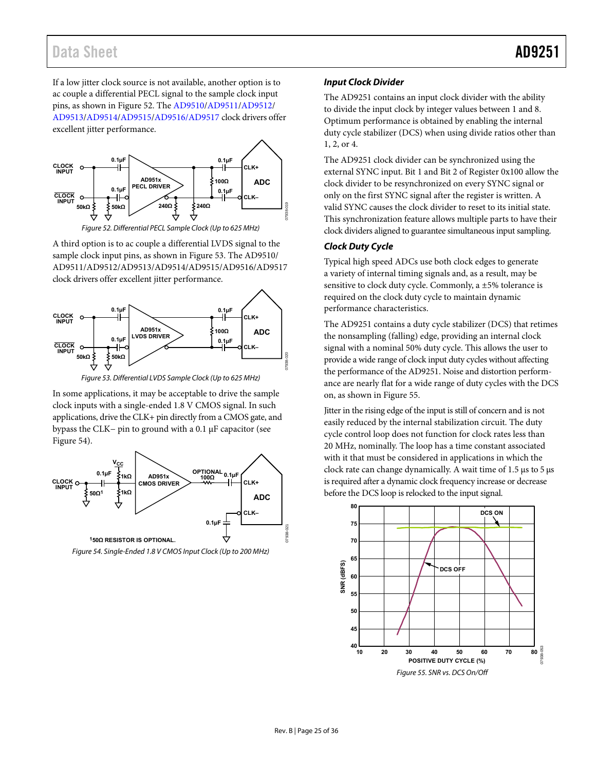If a low jitter clock source is not available, another option is to ac couple a differential PECL signal to the sample clock input pins, as shown in Figure 52. The AD9510/AD9511/AD9512/AD9513/AD9514/AD9515/AD9516/AD9517 clock drivers offer excellent jitter performance.

Figure 52. Differential PECL Sample Clock (Up to 625 MHz)

A third option is to ac couple a differential LVDS signal to the sample clock input pins, as shown in Figure 53. The AD9510/AD9511/AD9512/AD9513/AD9514/AD9515/AD9516/AD9517 clock drivers offer excellent jitter performance.

Figure 53. Differential LVDS Sample Clock (Up to 625 MHz)

In some applications, it may be acceptable to drive the sample clock inputs with a single-ended 1.8 V CMOS signal. In such applications, drive the CLK+ pin directly from a CMOS gate, and bypass the CLK− pin to ground with a 0.1 µF capacitor (see Figure 54).

Figure 54. Single-Ended 1.8 V CMOS Input Clock (Up to 200 MHz)

### Input Clock Divider

The AD9251 contains an input clock divider with the ability to divide the input clock by integer values between 1 and 8. Optimum performance is obtained by enabling the internal duty cycle stabilizer (DCS) when using divide ratios other than 1, 2, or 4.

The AD9251 clock divider can be synchronized using the external SYNC input. Bit 1 and Bit 2 of Register 0x100 allow the clock divider to be resynchronized on every SYNC signal or only on the first SYNC signal after the register is written. A valid SYNC causes the clock divider to reset to its initial state. This synchronization feature allows multiple parts to have their clock dividers aligned to guarantee simultaneous input sampling.

### Clock Duty Cycle

Typical high speed ADCs use both clock edges to generate a variety of internal timing signals and, as a result, may be sensitive to clock duty cycle. Commonly, a ±5% tolerance is required on the clock duty cycle to maintain dynamic performance characteristics.

The AD9251 contains a duty cycle stabilizer (DCS) that retimes the nonsampling (falling) edge, providing an internal clock signal with a nominal 50% duty cycle. This allows the user to provide a wide range of clock input duty cycles without affecting the performance of the AD9251. Noise and distortion performance are nearly flat for a wide range of duty cycles with the DCS on, as shown in Figure 55.

Jitter in the rising edge of the input is still of concern and is not easily reduced by the internal stabilization circuit. The duty cycle control loop does not function for clock rates less than 20 MHz, nominally. The loop has a time constant associated with it that must be considered in applications in which the clock rate can change dynamically. A wait time of 1.5 µs to 5 µs is required after a dynamic clock frequency increase or decrease before the DCS loop is relocked to the input signal.

Figure 55. SNR vs. DCS On/Off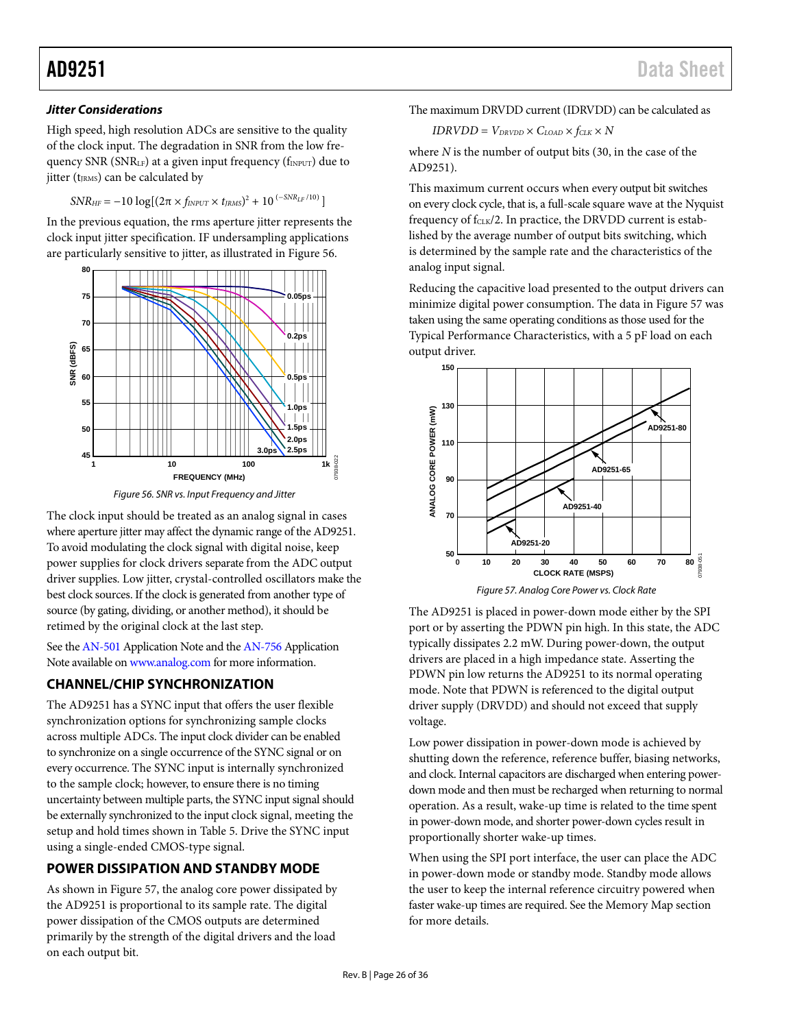### *Jitter Considerations*

High speed, high resolution ADCs are sensitive to the quality of the clock input. The degradation in SNR from the low frequency SNR ($SNR_{LF}$) at a given input frequency ($f_{INPUT}$) due to jitter ($t_{JRMS}$) can be calculated by

$$SNR_{HF} = -10 \log[(2\pi \times f_{INPUT} \times t_{JRMS})^2 + 10^{(-SNR_{LF}/10)}]$$

In the previous equation, the rms aperture jitter represents the clock input jitter specification. IF undersampling applications are particularly sensitive to jitter, as illustrated in Figure 56.

*Figure 56. SNR vs. Input Frequency and Jitter*

The clock input should be treated as an analog signal in cases where aperture jitter may affect the dynamic range of the AD9251. To avoid modulating the clock signal with digital noise, keep power supplies for clock drivers separate from the ADC output driver supplies. Low jitter, crystal-controlled oscillators make the best clock sources. If the clock is generated from another type of source (by gating, dividing, or another method), it should be retimed by the original clock at the last step.

See the AN-501 Application Note and the AN-756 Application Note available on www.analog.com for more information.

## CHANNEL/CHIP SYNCHRONIZATION

The AD9251 has a SYNC input that offers the user flexible synchronization options for synchronizing sample clocks across multiple ADCs. The input clock divider can be enabled to synchronize on a single occurrence of the SYNC signal or on every occurrence. The SYNC input is internally synchronized to the sample clock; however, to ensure there is no timing uncertainty between multiple parts, the SYNC input signal should be externally synchronized to the input clock signal, meeting the setup and hold times shown in Table 5. Drive the SYNC input using a single-ended CMOS-type signal.

## POWER DISSIPATION AND STANDBY MODE

As shown in Figure 57, the analog core power dissipated by the AD9251 is proportional to its sample rate. The digital power dissipation of the CMOS outputs are determined primarily by the strength of the digital drivers and the load on each output bit.

The maximum DRVDD current (IDRVDD) can be calculated as

$$IDRVDD = V_{DRVDD} \times C_{LOAD} \times f_{CLK} \times N$$

where $N$ is the number of output bits (30, in the case of the AD9251).

This maximum current occurs when every output bit switches on every clock cycle, that is, a full-scale square wave at the Nyquist frequency of $f_{CLK}/2$. In practice, the DRVDD current is established by the average number of output bits switching, which is determined by the sample rate and the characteristics of the analog input signal.

Reducing the capacitive load presented to the output drivers can minimize digital power consumption. The data in Figure 57 was taken using the same operating conditions as those used for the Typical Performance Characteristics, with a 5 pF load on each output driver.

*Figure 57. Analog Core Power vs. Clock Rate*

The AD9251 is placed in power-down mode either by the SPI port or by asserting the PDWN pin high. In this state, the ADC typically dissipates 2.2 mW. During power-down, the output drivers are placed in a high impedance state. Asserting the PDWN pin low returns the AD9251 to its normal operating mode. Note that PDWN is referenced to the digital output driver supply (DRVDD) and should not exceed that supply voltage.

Low power dissipation in power-down mode is achieved by shutting down the reference, reference buffer, biasing networks, and clock. Internal capacitors are discharged when entering power-down mode and then must be recharged when returning to normal operation. As a result, wake-up time is related to the time spent in power-down mode, and shorter power-down cycles result in proportionally shorter wake-up times.

When using the SPI port interface, the user can place the ADC in power-down mode or standby mode. Standby mode allows the user to keep the internal reference circuitry powered when faster wake-up times are required. See the Memory Map section for more details.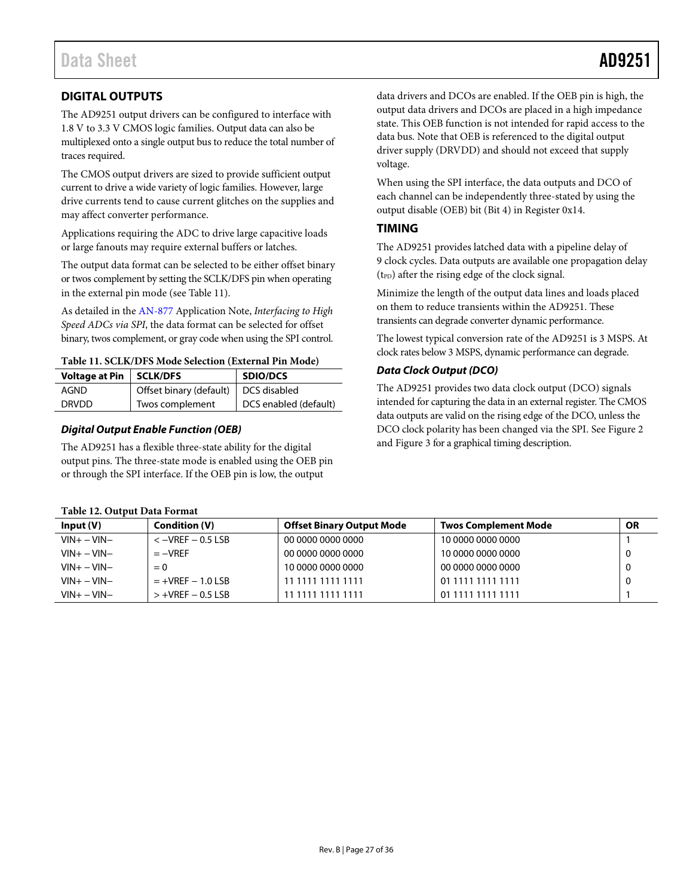## DIGITAL OUTPUTS

The AD9251 output drivers can be configured to interface with 1.8 V to 3.3 V CMOS logic families. Output data can also be multiplexed onto a single output bus to reduce the total number of traces required.

The CMOS output drivers are sized to provide sufficient output current to drive a wide variety of logic families. However, large drive currents tend to cause current glitches on the supplies and may affect converter performance.

Applications requiring the ADC to drive large capacitive loads or large fanouts may require external buffers or latches.

The output data format can be selected to be either offset binary or twos complement by setting the SCLK/DFS pin when operating in the external pin mode (see Table 11).

As detailed in the AN-877 Application Note, *Interfacing to High Speed ADCs via SPI*, the data format can be selected for offset binary, twos complement, or gray code when using the SPI control.

**Table 11. SCLK/DFS Mode Selection (External Pin Mode)**

| Voltage at Pin | SCLK/DFS | SDIO/DCS |
|---|---|---|
| AGND | Offset binary (default) | DCS disabled |
| DRVDD | Twos complement | DCS enabled (default) |

### Digital Output Enable Function (OEB)

The AD9251 has a flexible three-state ability for the digital output pins. The three-state mode is enabled using the OEB pin or through the SPI interface. If the OEB pin is low, the output data drivers and DCOs are enabled. If the OEB pin is high, the output data drivers and DCOs are placed in a high impedance state. This OEB function is not intended for rapid access to the data bus. Note that OEB is referenced to the digital output driver supply (DRVDD) and should not exceed that supply voltage.

When using the SPI interface, the data outputs and DCO of each channel can be independently three-stated by using the output disable (OEB) bit (Bit 4) in Register 0x14.

## TIMING

The AD9251 provides latched data with a pipeline delay of 9 clock cycles. Data outputs are available one propagation delay ($t_{PD}$) after the rising edge of the clock signal.

Minimize the length of the output data lines and loads placed on them to reduce transients within the AD9251. These transients can degrade converter dynamic performance.

The lowest typical conversion rate of the AD9251 is 3 MSPS. At clock rates below 3 MSPS, dynamic performance can degrade.

### Data Clock Output (DCO)

The AD9251 provides two data clock output (DCO) signals intended for capturing the data in an external register. The CMOS data outputs are valid on the rising edge of the DCO, unless the DCO clock polarity has been changed via the SPI. See Figure 2 and Figure 3 for a graphical timing description.

**Table 12. Output Data Format**

| Input (V) | Condition (V) | Offset Binary Output Mode | Twos Complement Mode | OR |
|---|---|---|---|---|
| VIN+ − VIN− | < −VREF − 0.5 LSB | 00 0000 0000 0000 | 10 0000 0000 0000 | 1 |
| VIN+ − VIN− | = −VREF | 00 0000 0000 0000 | 10 0000 0000 0000 | 0 |
| VIN+ − VIN− | = 0 | 10 0000 0000 0000 | 00 0000 0000 0000 | 0 |
| VIN+ − VIN− | = +VREF − 1.0 LSB | 11 1111 1111 1111 | 01 1111 1111 1111 | 0 |
| VIN+ − VIN− | > +VREF − 0.5 LSB | 11 1111 1111 1111 | 01 1111 1111 1111 | 1 |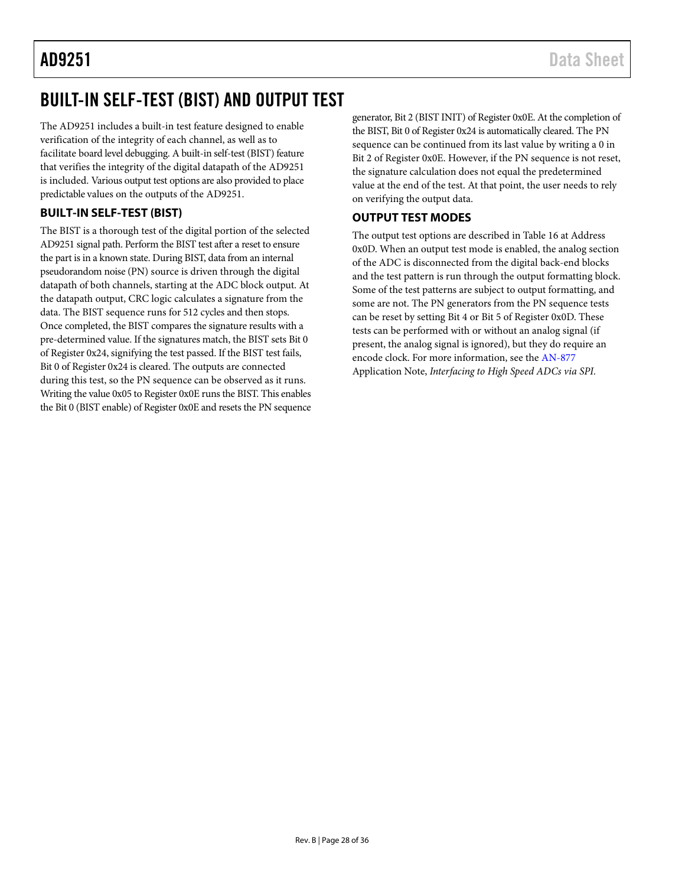# BUILT-IN SELF-TEST (BIST) AND OUTPUT TEST

The AD9251 includes a built-in test feature designed to enable verification of the integrity of each channel, as well as to facilitate board level debugging. A built-in self-test (BIST) feature that verifies the integrity of the digital datapath of the AD9251 is included. Various output test options are also provided to place predictable values on the outputs of the AD9251.

## BUILT-IN SELF-TEST (BIST)

The BIST is a thorough test of the digital portion of the selected AD9251 signal path. Perform the BIST test after a reset to ensure the part is in a known state. During BIST, data from an internal pseudorandom noise (PN) source is driven through the digital datapath of both channels, starting at the ADC block output. At the datapath output, CRC logic calculates a signature from the data. The BIST sequence runs for 512 cycles and then stops. Once completed, the BIST compares the signature results with a pre-determined value. If the signatures match, the BIST sets Bit 0 of Register 0x24, signifying the test passed. If the BIST test fails, Bit 0 of Register 0x24 is cleared. The outputs are connected during this test, so the PN sequence can be observed as it runs. Writing the value 0x05 to Register 0x0E runs the BIST. This enables the Bit 0 (BIST enable) of Register 0x0E and resets the PN sequence generator, Bit 2 (BIST INIT) of Register 0x0E. At the completion of the BIST, Bit 0 of Register 0x24 is automatically cleared. The PN sequence can be continued from its last value by writing a 0 in Bit 2 of Register 0x0E. However, if the PN sequence is not reset, the signature calculation does not equal the predetermined value at the end of the test. At that point, the user needs to rely on verifying the output data.

## OUTPUT TEST MODES

The output test options are described in Table 16 at Address 0x0D. When an output test mode is enabled, the analog section of the ADC is disconnected from the digital back-end blocks and the test pattern is run through the output formatting block. Some of the test patterns are subject to output formatting, and some are not. The PN generators from the PN sequence tests can be reset by setting Bit 4 or Bit 5 of Register 0x0D. These tests can be performed with or without an analog signal (if present, the analog signal is ignored), but they do require an encode clock. For more information, see the AN-877 Application Note, *Interfacing to High Speed ADCs via SPI*.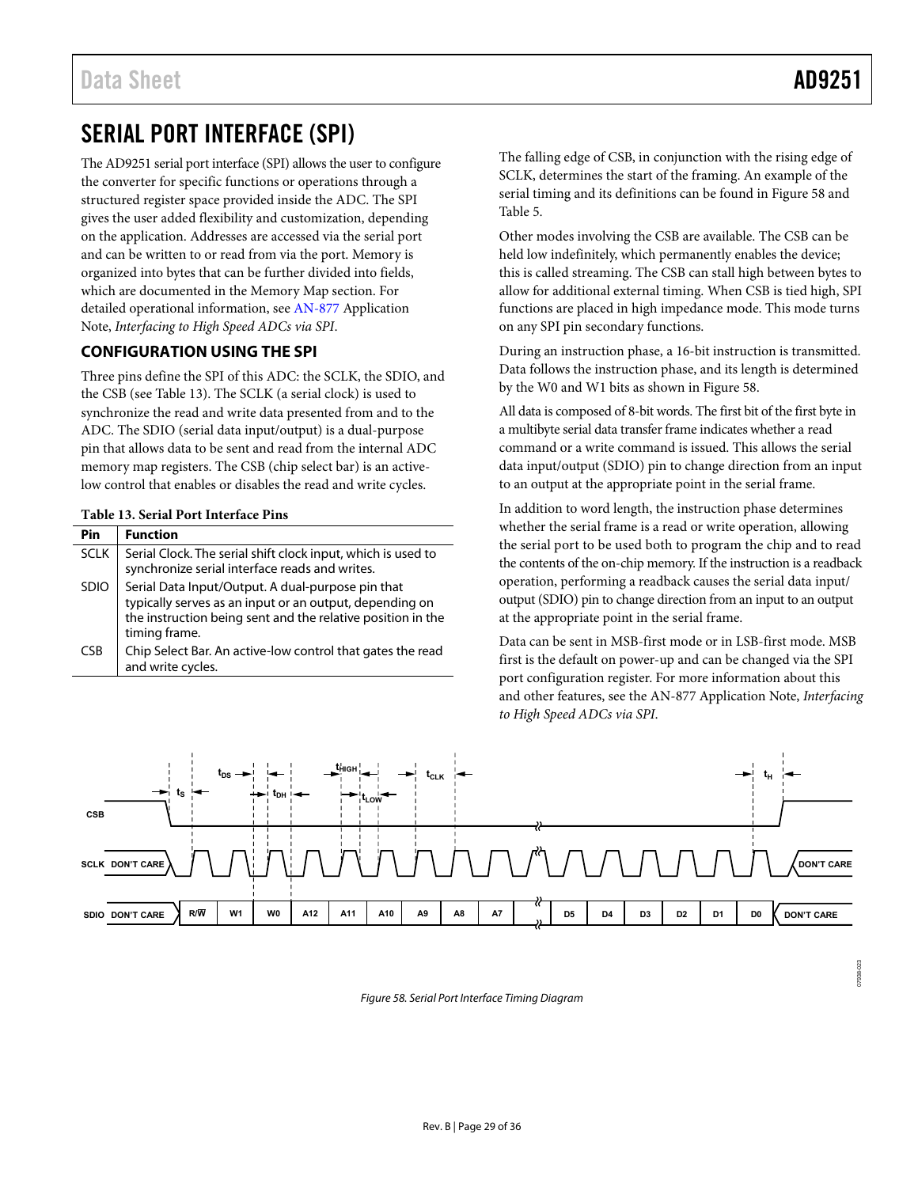# SERIAL PORT INTERFACE (SPI)

The AD9251 serial port interface (SPI) allows the user to configure the converter for specific functions or operations through a structured register space provided inside the ADC. The SPI gives the user added flexibility and customization, depending on the application. Addresses are accessed via the serial port and can be written to or read from via the port. Memory is organized into bytes that can be further divided into fields, which are documented in the Memory Map section. For detailed operational information, see AN-877 Application Note, *Interfacing to High Speed ADCs via SPI*.

## CONFIGURATION USING THE SPI

Three pins define the SPI of this ADC: the SCLK, the SDIO, and the CSB (see Table 13). The SCLK (a serial clock) is used to synchronize the read and write data presented from and to the ADC. The SDIO (serial data input/output) is a dual-purpose pin that allows data to be sent and read from the internal ADC memory map registers. The CSB (chip select bar) is an active-low control that enables or disables the read and write cycles.

**Table 13. Serial Port Interface Pins**

| Pin | Function |
|---|---|
| SCLK | Serial Clock. The serial shift clock input, which is used to synchronize serial interface reads and writes. |
| SDIO | Serial Data Input/Output. A dual-purpose pin that typically serves as an input or an output, depending on the instruction being sent and the relative position in the timing frame. |
| CSB | Chip Select Bar. An active-low control that gates the read and write cycles. |

The falling edge of CSB, in conjunction with the rising edge of SCLK, determines the start of the framing. An example of the serial timing and its definitions can be found in Figure 58 and Table 5.

Other modes involving the CSB are available. The CSB can be held low indefinitely, which permanently enables the device; this is called streaming. The CSB can stall high between bytes to allow for additional external timing. When CSB is tied high, SPI functions are placed in high impedance mode. This mode turns on any SPI pin secondary functions.

During an instruction phase, a 16-bit instruction is transmitted. Data follows the instruction phase, and its length is determined by the W0 and W1 bits as shown in Figure 58.

All data is composed of 8-bit words. The first bit of the first byte in a multibyte serial data transfer frame indicates whether a read command or a write command is issued. This allows the serial data input/output (SDIO) pin to change direction from an input to an output at the appropriate point in the serial frame.

In addition to word length, the instruction phase determines whether the serial frame is a read or write operation, allowing the serial port to be used both to program the chip and to read the contents of the on-chip memory. If the instruction is a readback operation, performing a readback causes the serial data input/output (SDIO) pin to change direction from an input to an output at the appropriate point in the serial frame.

Data can be sent in MSB-first mode or in LSB-first mode. MSB first is the default on power-up and can be changed via the SPI port configuration register. For more information about this and other features, see the AN-877 Application Note, *Interfacing to High Speed ADCs via SPI*.

Figure 58. Serial Port Interface Timing Diagram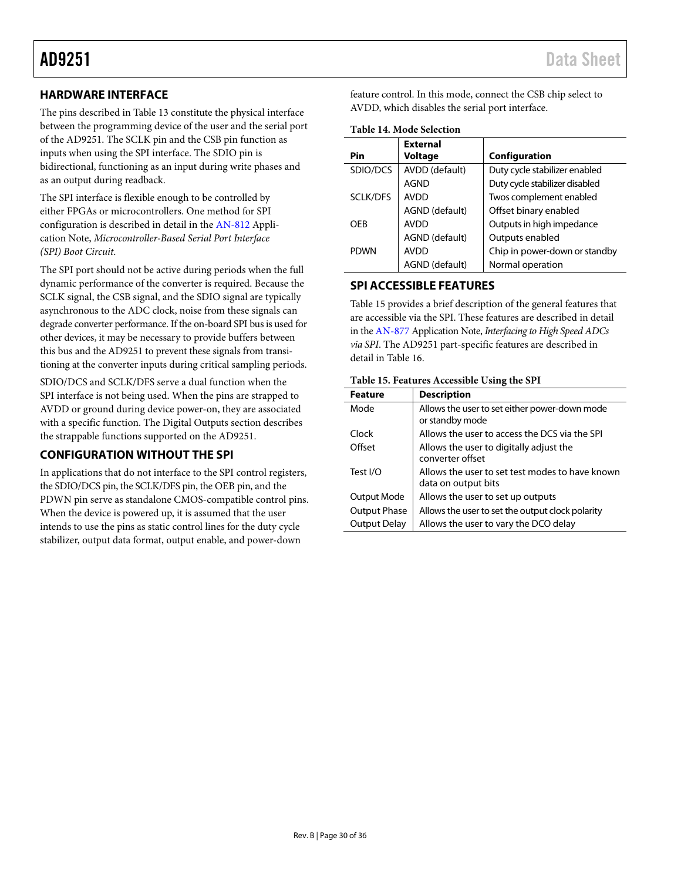## HARDWARE INTERFACE

The pins described in Table 13 constitute the physical interface between the programming device of the user and the serial port of the AD9251. The SCLK pin and the CSB pin function as inputs when using the SPI interface. The SDIO pin is bidirectional, functioning as an input during write phases and as an output during readback.

The SPI interface is flexible enough to be controlled by either FPGAs or microcontrollers. One method for SPI configuration is described in detail in the AN-812 Application Note, *Microcontroller-Based Serial Port Interface (SPI) Boot Circuit*.

The SPI port should not be active during periods when the full dynamic performance of the converter is required. Because the SCLK signal, the CSB signal, and the SDIO signal are typically asynchronous to the ADC clock, noise from these signals can degrade converter performance. If the on-board SPI bus is used for other devices, it may be necessary to provide buffers between this bus and the AD9251 to prevent these signals from transitioning at the converter inputs during critical sampling periods.

SDIO/DCS and SCLK/DFS serve a dual function when the SPI interface is not being used. When the pins are strapped to AVDD or ground during device power-on, they are associated with a specific function. The Digital Outputs section describes the strappable functions supported on the AD9251.

## CONFIGURATION WITHOUT THE SPI

In applications that do not interface to the SPI control registers, the SDIO/DCS pin, the SCLK/DFS pin, the OEB pin, and the PDWN pin serve as standalone CMOS-compatible control pins. When the device is powered up, it is assumed that the user intends to use the pins as static control lines for the duty cycle stabilizer, output data format, output enable, and power-down feature control. In this mode, connect the CSB chip select to AVDD, which disables the serial port interface.

**Table 14. Mode Selection**

| Pin | External Voltage | Configuration |
|---|---|---|
| SDIO/DCS | AVDD (default) | Duty cycle stabilizer enabled |
| | AGND | Duty cycle stabilizer disabled |
| SCLK/DFS | AVDD | Twos complement enabled |
| | AGND (default) | Offset binary enabled |
| OEB | AVDD | Outputs in high impedance |
| | AGND (default) | Outputs enabled |
| PDWN | AVDD | Chip in power-down or standby |
| | AGND (default) | Normal operation |

## SPI ACCESSIBLE FEATURES

Table 15 provides a brief description of the general features that are accessible via the SPI. These features are described in detail in the AN-877 Application Note, *Interfacing to High Speed ADCs via SPI*. The AD9251 part-specific features are described in detail in Table 16.

**Table 15. Features Accessible Using the SPI**

| Feature | Description |
|---|---|
| Mode | Allows the user to set either power-down mode or standby mode |
| Clock | Allows the user to access the DCS via the SPI |
| Offset | Allows the user to digitally adjust the converter offset |
| Test I/O | Allows the user to set test modes to have known data on output bits |
| Output Mode | Allows the user to set up outputs |
| Output Phase | Allows the user to set the output clock polarity |
| Output Delay | Allows the user to vary the DCO delay |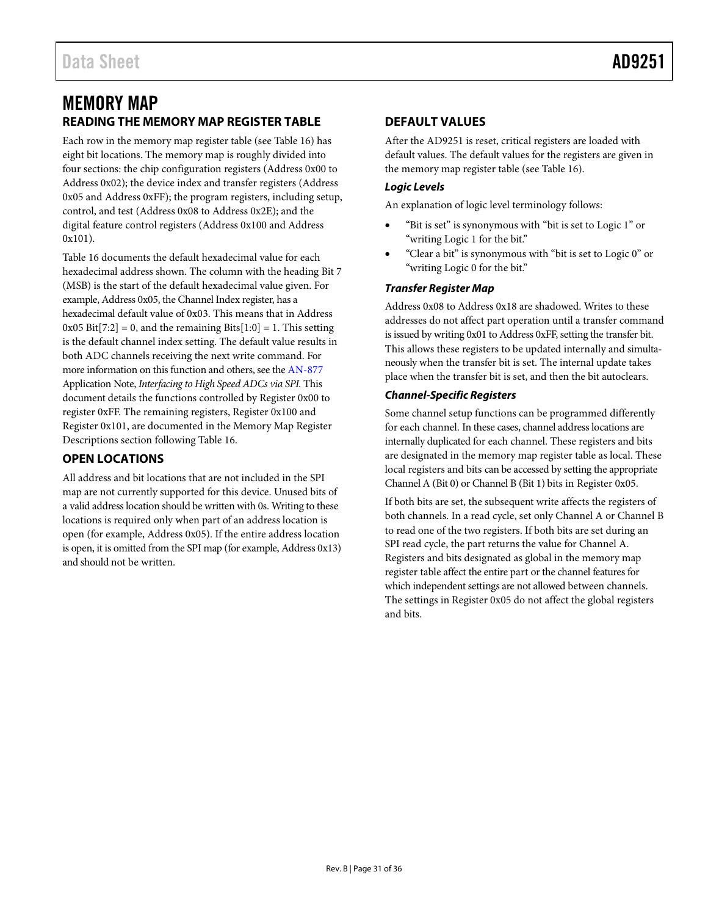# MEMORY MAP

## READING THE MEMORY MAP REGISTER TABLE

Each row in the memory map register table (see Table 16) has eight bit locations. The memory map is roughly divided into four sections: the chip configuration registers (Address 0x00 to Address 0x02); the device index and transfer registers (Address 0x05 and Address 0xFF); the program registers, including setup, control, and test (Address 0x08 to Address 0x2E); and the digital feature control registers (Address 0x100 and Address 0x101).

Table 16 documents the default hexadecimal value for each hexadecimal address shown. The column with the heading Bit 7 (MSB) is the start of the default hexadecimal value given. For example, Address 0x05, the Channel Index register, has a hexadecimal default value of 0x03. This means that in Address 0x05 Bit[7:2] = 0, and the remaining Bits[1:0] = 1. This setting is the default channel index setting. The default value results in both ADC channels receiving the next write command. For more information on this function and others, see the AN-877 Application Note, *Interfacing to High Speed ADCs via SPI.* This document details the functions controlled by Register 0x00 to register 0xFF. The remaining registers, Register 0x100 and Register 0x101, are documented in the Memory Map Register Descriptions section following Table 16.

## OPEN LOCATIONS

All address and bit locations that are not included in the SPI map are not currently supported for this device. Unused bits of a valid address location should be written with 0s. Writing to these locations is required only when part of an address location is open (for example, Address 0x05). If the entire address location is open, it is omitted from the SPI map (for example, Address 0x13) and should not be written.

## DEFAULT VALUES

After the AD9251 is reset, critical registers are loaded with default values. The default values for the registers are given in the memory map register table (see Table 16).

### *Logic Levels*

An explanation of logic level terminology follows:

- "Bit is set" is synonymous with "bit is set to Logic 1" or "writing Logic 1 for the bit."
- "Clear a bit" is synonymous with "bit is set to Logic 0" or "writing Logic 0 for the bit."

### *Transfer Register Map*

Address 0x08 to Address 0x18 are shadowed. Writes to these addresses do not affect part operation until a transfer command is issued by writing 0x01 to Address 0xFF, setting the transfer bit. This allows these registers to be updated internally and simultaneously when the transfer bit is set. The internal update takes place when the transfer bit is set, and then the bit autoclears.

### *Channel-Specific Registers*

Some channel setup functions can be programmed differently for each channel. In these cases, channel address locations are internally duplicated for each channel. These registers and bits are designated in the memory map register table as local. These local registers and bits can be accessed by setting the appropriate Channel A (Bit 0) or Channel B (Bit 1) bits in Register 0x05.

If both bits are set, the subsequent write affects the registers of both channels. In a read cycle, set only Channel A or Channel B to read one of the two registers. If both bits are set during an SPI read cycle, the part returns the value for Channel A. Registers and bits designated as global in the memory map register table affect the entire part or the channel features for which independent settings are not allowed between channels. The settings in Register 0x05 do not affect the global registers and bits.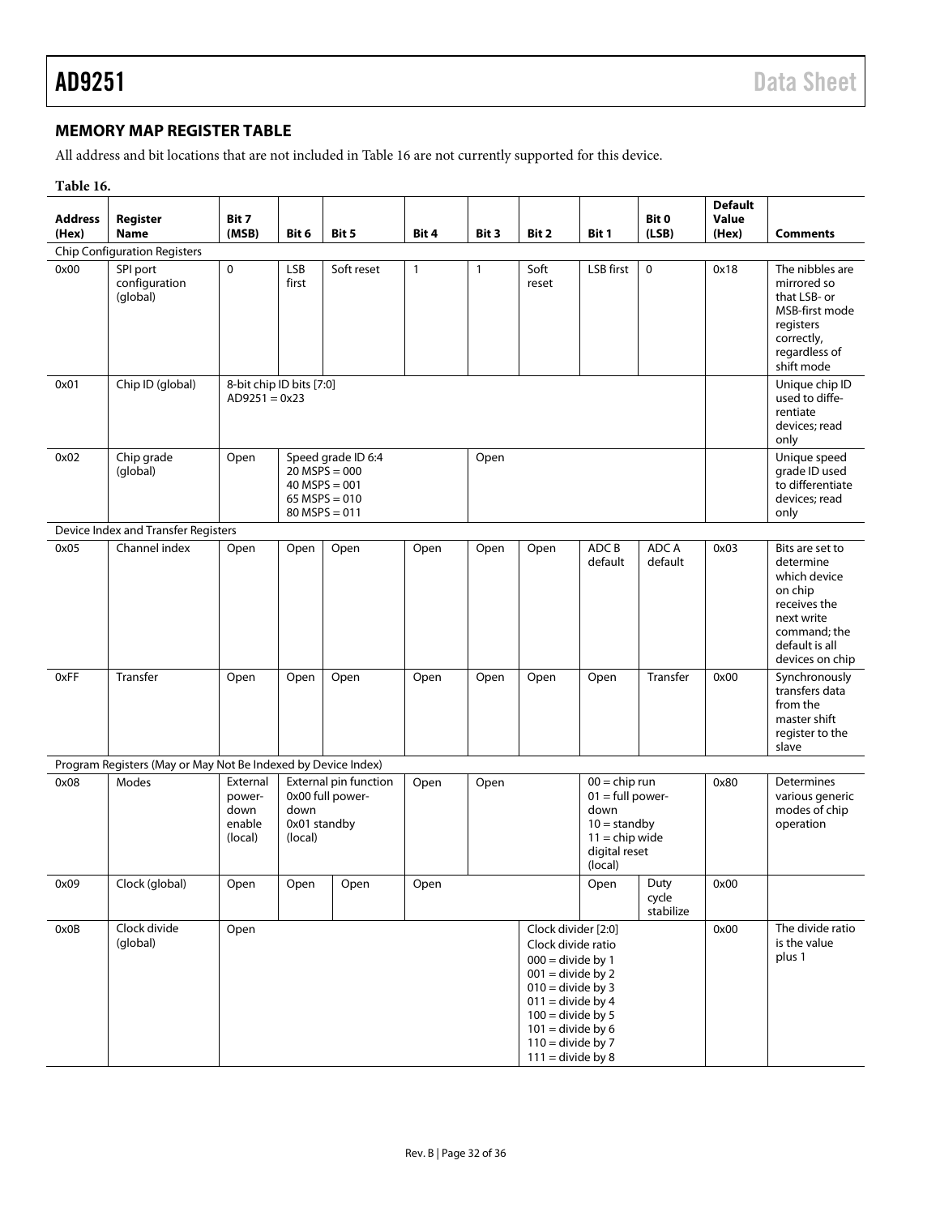## MEMORY MAP REGISTER TABLE

All address and bit locations that are not included in Table 16 are not currently supported for this device.

**Table 16.**

| Address (Hex) | Register Name | Bit 7 (MSB) | Bit 6 | Bit 5 | Bit 4 | Bit 3 | Bit 2 | Bit 1 | Bit 0 (LSB) | Default Value (Hex) | Comments |
|---|---|---|---|---|---|---|---|---|---|---|---|
| Chip Configuration Registers | | | | | | | | | | | |
| 0x00 | SPI port configuration (global) | 0 | LSB first | Soft reset | 1 | 1 | Soft reset | LSB first | 0 | 0x18 | The nibbles are mirrored so that LSB- or MSB-first mode registers correctly, regardless of shift mode |
| 0x01 | Chip ID (global) | 8-bit chip ID bits [7:0] AD9251 = 0x23 | | | | | | | | | Unique chip ID used to differentiate devices; read only |
| 0x02 | Chip grade (global) | Open | Speed grade ID 6:4 20 MSPS = 000 40 MSPS = 001 65 MSPS = 010 80 MSPS = 011 | | | Open | | | | | Unique speed grade ID used to differentiate devices; read only |
| Device Index and Transfer Registers | | | | | | | | | | | |
| 0x05 | Channel index | Open | Open | Open | Open | Open | Open | ADC B default | ADC A default | 0x03 | Bits are set to determine which device on chip receives the next write command; the default is all devices on chip |
| 0xFF | Transfer | Open | Open | Open | Open | Open | Open | Open | Transfer | 0x00 | Synchronously transfers data from the master shift register to the slave |
| Program Registers (May or May Not Be Indexed by Device Index) | | | | | | | | | | | |
| 0x08 | Modes | External power-down enable (local) | External pin function 0x00 full power-down 0x01 standby (local) | | Open | Open | | 00 = chip run 01 = full power-down 10 = standby 11 = chip wide digital reset (local) | | 0x80 | Determines various generic modes of chip operation |
| 0x09 | Clock (global) | Open | Open | Open | Open | | | Open | Duty cycle stabilize | 0x00 | |
| 0x0B | Clock divide (global) | Open | | | | | Clock divider [2:0] Clock divide ratio 000 = divide by 1 001 = divide by 2 010 = divide by 3 011 = divide by 4 100 = divide by 5 101 = divide by 6 110 = divide by 7 111 = divide by 8 | | | 0x00 | The divide ratio is the value plus 1 |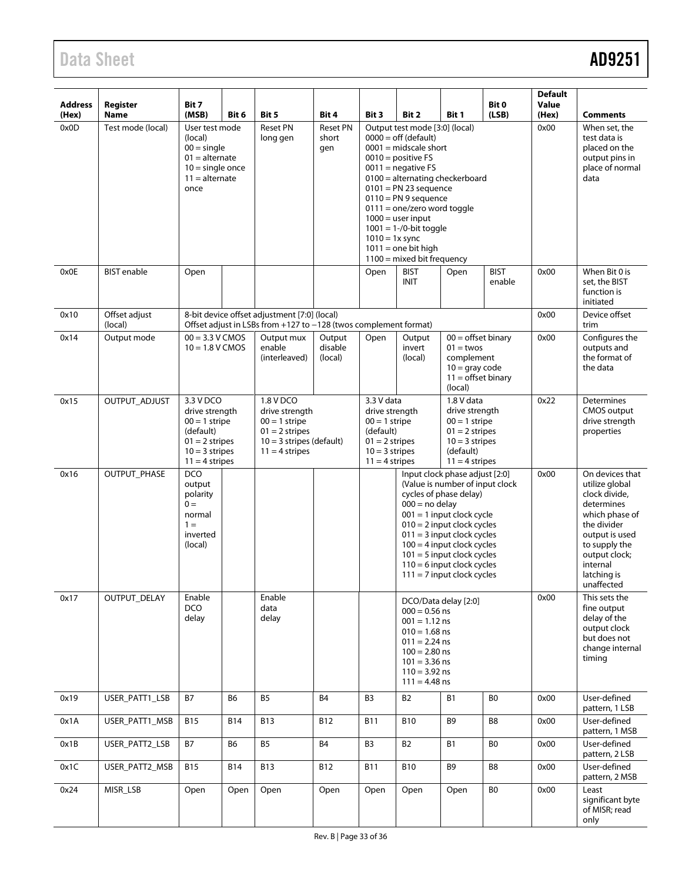| Address (Hex) | Register Name | Bit 7 (MSB) | Bit 6 | Bit 5 | Bit 4 | Bit 3 | Bit 2 | Bit 1 | Bit 0 (LSB) | Default Value (Hex) | Comments |
|---|---|---|---|---|---|---|---|---|---|---|---|
| 0x0D | Test mode (local) | User test mode (local) 00 = single 01 = alternate 10 = single once 11 = alternate once | | Reset PN long gen | Reset PN short gen | Output test mode [3:0] (local) 0000 = off (default) 0001 = midscale short 0010 = positive FS 0011 = negative FS 0100 = alternating checkerboard 0101 = PN 23 sequence 0110 = PN 9 sequence 0111 = one/zero word toggle 1000 = user input 1001 = 1-/0-bit toggle 1010 = 1x sync 1011 = one bit high 1100 = mixed bit frequency | | | | 0x00 | When set, the test data is placed on the output pins in place of normal data |
| 0x0E | BIST enable | Open | | | | Open | BIST INIT | Open | BIST enable | 0x00 | When Bit 0 is set, the BIST function is initiated |
| 0x10 | Offset adjust (local) | 8-bit device offset adjustment [7:0] (local) Offset adjust in LSBs from +127 to −128 (twos complement format) | | | | | | | | 0x00 | Device offset trim |
| 0x14 | Output mode | 00 = 3.3 V CMOS 10 = 1.8 V CMOS | | Output mux enable (interleaved) | Output disable (local) | Open | Output invert (local) | 00 = offset binary 01 = twos complement 10 = gray code 11 = offset binary (local) | | 0x00 | Configures the outputs and the format of the data |
| 0x15 | OUTPUT_ADJUST | 3.3 V DCO drive strength 00 = 1 stripe (default) 01 = 2 stripes 10 = 3 stripes 11 = 4 stripes | | 1.8 V DCO drive strength 00 = 1 stripe 01 = 2 stripes 10 = 3 stripes (default) 11 = 4 stripes | | 3.3 V data drive strength 00 = 1 stripe (default) 01 = 2 stripes 10 = 3 stripes 11 = 4 stripes | | 1.8 V data drive strength 00 = 1 stripe 01 = 2 stripes 10 = 3 stripes (default) 11 = 4 stripes | | 0x22 | Determines CMOS output drive strength properties |
| 0x16 | OUTPUT_PHASE | DCO output polarity 0 = normal 1 = inverted (local) | | | | | Input clock phase adjust [2:0] (Value is number of input clock cycles of phase delay) 000 = no delay 001 = 1 input clock cycle 010 = 2 input clock cycles 011 = 3 input clock cycles 100 = 4 input clock cycles 101 = 5 input clock cycles 110 = 6 input clock cycles 111 = 7 input clock cycles | | | 0x00 | On devices that utilize global clock divide, determines which phase of the divider output is used to supply the output clock; internal latching is unaffected |
| 0x17 | OUTPUT_DELAY | Enable DCO delay | | Enable data delay | | | DCO/Data delay [2:0] 000 = 0.56 ns 001 = 1.12 ns 010 = 1.68 ns 011 = 2.24 ns 100 = 2.80 ns 101 = 3.36 ns 110 = 3.92 ns 111 = 4.48 ns | | | 0x00 | This sets the fine output delay of the output clock but does not change internal timing |
| 0x19 | USER_PATT1_LSB | B7 | B6 | B5 | B4 | B3 | B2 | B1 | B0 | 0x00 | User-defined pattern, 1 LSB |
| 0x1A | USER_PATT1_MSB | B15 | B14 | B13 | B12 | B11 | B10 | B9 | B8 | 0x00 | User-defined pattern, 1 MSB |
| 0x1B | USER_PATT2_LSB | B7 | B6 | B5 | B4 | B3 | B2 | B1 | B0 | 0x00 | User-defined pattern, 2 LSB |
| 0x1C | USER_PATT2_MSB | B15 | B14 | B13 | B12 | B11 | B10 | B9 | B8 | 0x00 | User-defined pattern, 2 MSB |
| 0x24 | MISR_LSB | Open | Open | Open | Open | Open | Open | Open | B0 | 0x00 | Least significant byte of MISR; read only |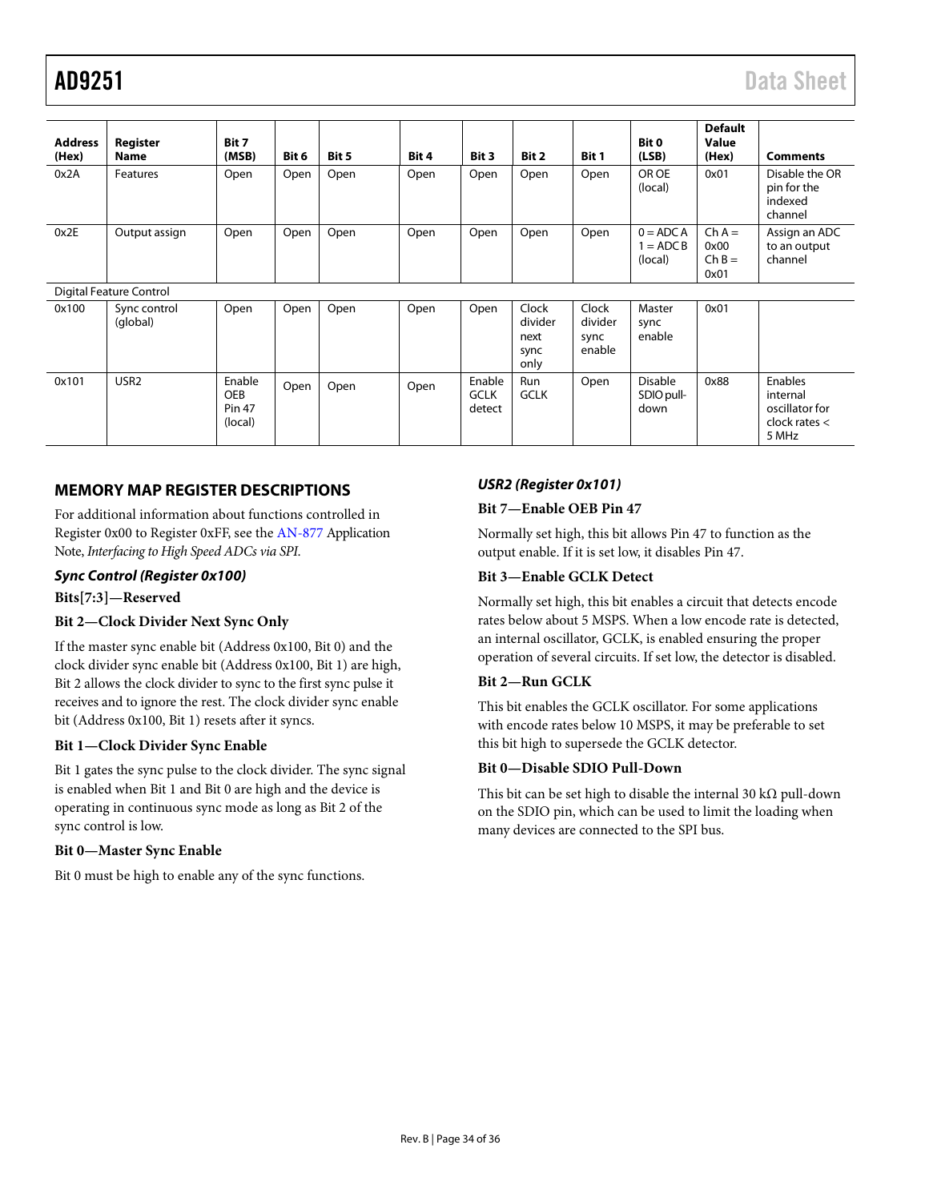| Address (Hex) | Register Name | Bit 7 (MSB) | Bit 6 | Bit 5 | Bit 4 | Bit 3 | Bit 2 | Bit 1 | Bit 0 (LSB) | Default Value (Hex) | Comments |
|---|---|---|---|---|---|---|---|---|---|---|---|
| 0x2A | Features | Open | Open | Open | Open | Open | Open | Open | OR OE (local) | 0x01 | Disable the OR pin for the indexed channel |
| 0x2E | Output assign | Open | Open | Open | Open | Open | Open | Open | 0 = ADC A 1 = ADC B (local) | Ch A = 0x00 Ch B = 0x01 | Assign an ADC to an output channel |
| Digital Feature Control | | | | | | | | | | | |
| 0x100 | Sync control (global) | Open | Open | Open | Open | Open | Clock divider next sync only | Clock divider sync enable | Master sync enable | 0x01 | |
| 0x101 | USR2 | Enable OEB Pin 47 (local) | Open | Open | Open | Enable GCLK detect | Run GCLK | Open | Disable SDIO pull-down | 0x88 | Enables internal oscillator for clock rates < 5 MHz |

## MEMORY MAP REGISTER DESCRIPTIONS

For additional information about functions controlled in Register 0x00 to Register 0xFF, see the AN-877 Application Note, *Interfacing to High Speed ADCs via SPI*.

### *Sync Control (Register 0x100)*

**Bits[7:3]—Reserved**

**Bit 2—Clock Divider Next Sync Only**

If the master sync enable bit (Address 0x100, Bit 0) and the clock divider sync enable bit (Address 0x100, Bit 1) are high, Bit 2 allows the clock divider to sync to the first sync pulse it receives and to ignore the rest. The clock divider sync enable bit (Address 0x100, Bit 1) resets after it syncs.

**Bit 1—Clock Divider Sync Enable**

Bit 1 gates the sync pulse to the clock divider. The sync signal is enabled when Bit 1 and Bit 0 are high and the device is operating in continuous sync mode as long as Bit 2 of the sync control is low.

**Bit 0—Master Sync Enable**

Bit 0 must be high to enable any of the sync functions.

### *USR2 (Register 0x101)*

**Bit 7—Enable OEB Pin 47**

Normally set high, this bit allows Pin 47 to function as the output enable. If it is set low, it disables Pin 47.

**Bit 3—Enable GCLK Detect**

Normally set high, this bit enables a circuit that detects encode rates below about 5 MSPS. When a low encode rate is detected, an internal oscillator, GCLK, is enabled ensuring the proper operation of several circuits. If set low, the detector is disabled.

**Bit 2—Run GCLK**

This bit enables the GCLK oscillator. For some applications with encode rates below 10 MSPS, it may be preferable to set this bit high to supersede the GCLK detector.

**Bit 0—Disable SDIO Pull-Down**

This bit can be set high to disable the internal 30 kΩ pull-down on the SDIO pin, which can be used to limit the loading when many devices are connected to the SPI bus.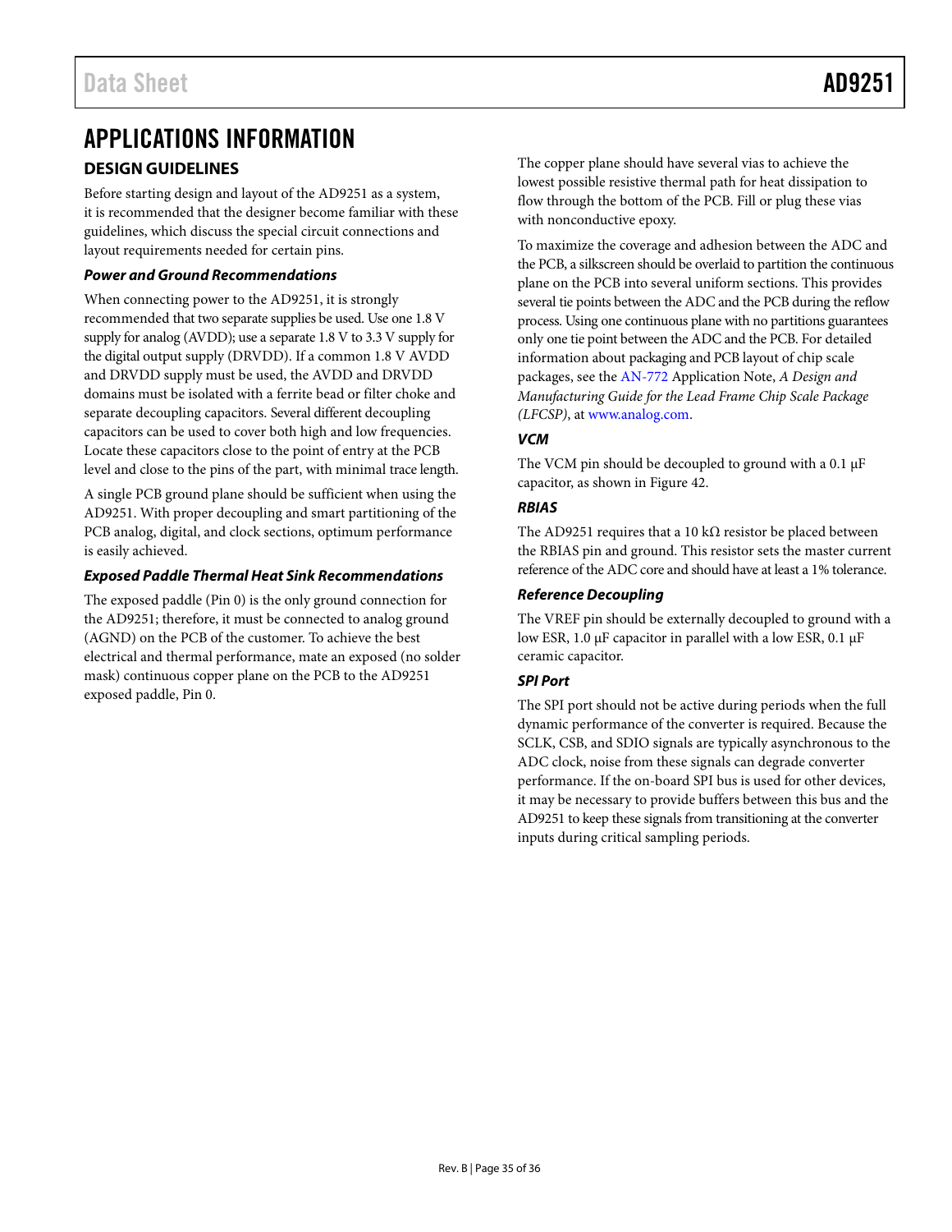# APPLICATIONS INFORMATION

## DESIGN GUIDELINES

Before starting design and layout of the AD9251 as a system, it is recommended that the designer become familiar with these guidelines, which discuss the special circuit connections and layout requirements needed for certain pins.

### *Power and Ground Recommendations*

When connecting power to the AD9251, it is strongly recommended that two separate supplies be used. Use one 1.8 V supply for analog (AVDD); use a separate 1.8 V to 3.3 V supply for the digital output supply (DRVDD). If a common 1.8 V AVDD and DRVDD supply must be used, the AVDD and DRVDD domains must be isolated with a ferrite bead or filter choke and separate decoupling capacitors. Several different decoupling capacitors can be used to cover both high and low frequencies. Locate these capacitors close to the point of entry at the PCB level and close to the pins of the part, with minimal trace length.

A single PCB ground plane should be sufficient when using the AD9251. With proper decoupling and smart partitioning of the PCB analog, digital, and clock sections, optimum performance is easily achieved.

### *Exposed Paddle Thermal Heat Sink Recommendations*

The exposed paddle (Pin 0) is the only ground connection for the AD9251; therefore, it must be connected to analog ground (AGND) on the PCB of the customer. To achieve the best electrical and thermal performance, mate an exposed (no solder mask) continuous copper plane on the PCB to the AD9251 exposed paddle, Pin 0.

The copper plane should have several vias to achieve the lowest possible resistive thermal path for heat dissipation to flow through the bottom of the PCB. Fill or plug these vias with nonconductive epoxy.

To maximize the coverage and adhesion between the ADC and the PCB, a silkscreen should be overlaid to partition the continuous plane on the PCB into several uniform sections. This provides several tie points between the ADC and the PCB during the reflow process. Using one continuous plane with no partitions guarantees only one tie point between the ADC and the PCB. For detailed information about packaging and PCB layout of chip scale packages, see the AN-772 Application Note, *A Design and Manufacturing Guide for the Lead Frame Chip Scale Package (LFCSP)*, at www.analog.com.

### *VCM*

The VCM pin should be decoupled to ground with a 0.1 µF capacitor, as shown in Figure 42.

### *RBIAS*

The AD9251 requires that a 10 kΩ resistor be placed between the RBIAS pin and ground. This resistor sets the master current reference of the ADC core and should have at least a 1% tolerance.

### *Reference Decoupling*

The VREF pin should be externally decoupled to ground with a low ESR, 1.0 µF capacitor in parallel with a low ESR, 0.1 µF ceramic capacitor.

### *SPI Port*

The SPI port should not be active during periods when the full dynamic performance of the converter is required. Because the SCLK, CSB, and SDIO signals are typically asynchronous to the ADC clock, noise from these signals can degrade converter performance. If the on-board SPI bus is used for other devices, it may be necessary to provide buffers between this bus and the AD9251 to keep these signals from transitioning at the converter inputs during critical sampling periods.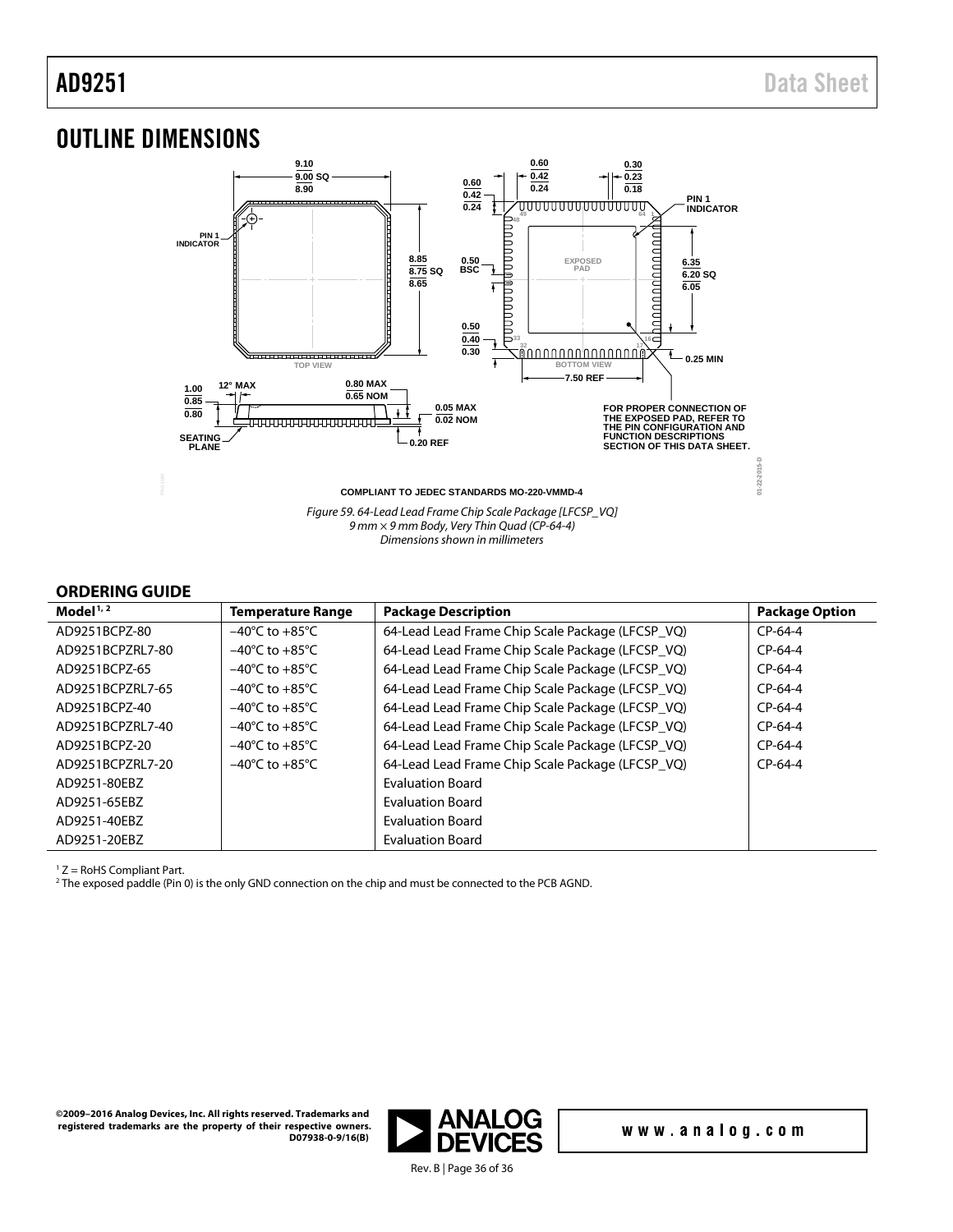## OUTLINE DIMENSIONS

9.10
9.00 SQ
8.90

PIN 1 INDICATOR

8.85
8.75 SQ
8.65

TOP VIEW

0.60
0.42
0.24

0.60
0.42
0.24

0.30
0.23
0.18

PIN 1 INDICATOR

49
48
64
1

0.50 BSC

EXPOSED PAD

6.35
6.20 SQ
6.05

0.50
0.40
0.30

33
32
16
17

BOTTOM VIEW

0.25 MIN

7.50 REF

1.00
0.85
0.80

12° MAX

0.80 MAX
0.65 NOM

0.05 MAX
0.02 NOM

SEATING PLANE

0.20 REF

FOR PROPER CONNECTION OF THE EXPOSED PAD, REFER TO THE PIN CONFIGURATION AND FUNCTION DESCRIPTIONS SECTION OF THIS DATA SHEET.

COMPLIANT TO JEDEC STANDARDS MO-220-VMMD-4

01-22-2015-D

*Figure 59. 64-Lead Lead Frame Chip Scale Package [LFCSP_VQ]*
*9 mm × 9 mm Body, Very Thin Quad (CP-64-4)*
*Dimensions shown in millimeters*

### ORDERING GUIDE

| Model[1, 2] | Temperature Range | Package Description | Package Option |
|---|---|---|---|
| AD9251BCPZ-80 | −40°C to +85°C | 64-Lead Lead Frame Chip Scale Package (LFCSP_VQ) | CP-64-4 |
| AD9251BCPZRL7-80 | −40°C to +85°C | 64-Lead Lead Frame Chip Scale Package (LFCSP_VQ) | CP-64-4 |
| AD9251BCPZ-65 | −40°C to +85°C | 64-Lead Lead Frame Chip Scale Package (LFCSP_VQ) | CP-64-4 |
| AD9251BCPZRL7-65 | −40°C to +85°C | 64-Lead Lead Frame Chip Scale Package (LFCSP_VQ) | CP-64-4 |
| AD9251BCPZ-40 | −40°C to +85°C | 64-Lead Lead Frame Chip Scale Package (LFCSP_VQ) | CP-64-4 |
| AD9251BCPZRL7-40 | −40°C to +85°C | 64-Lead Lead Frame Chip Scale Package (LFCSP_VQ) | CP-64-4 |
| AD9251BCPZ-20 | −40°C to +85°C | 64-Lead Lead Frame Chip Scale Package (LFCSP_VQ) | CP-64-4 |
| AD9251BCPZRL7-20 | −40°C to +85°C | 64-Lead Lead Frame Chip Scale Package (LFCSP_VQ) | CP-64-4 |
| AD9251-80EBZ | | Evaluation Board | |
| AD9251-65EBZ | | Evaluation Board | |
| AD9251-40EBZ | | Evaluation Board | |
| AD9251-20EBZ | | Evaluation Board | |

[1] Z = RoHS Compliant Part.
[2] The exposed paddle (Pin 0) is the only GND connection on the chip and must be connected to the PCB AGND.

©2009–2016 Analog Devices, Inc. All rights reserved. Trademarks and registered trademarks are the property of their respective owners. D07938-0-9/16(B)